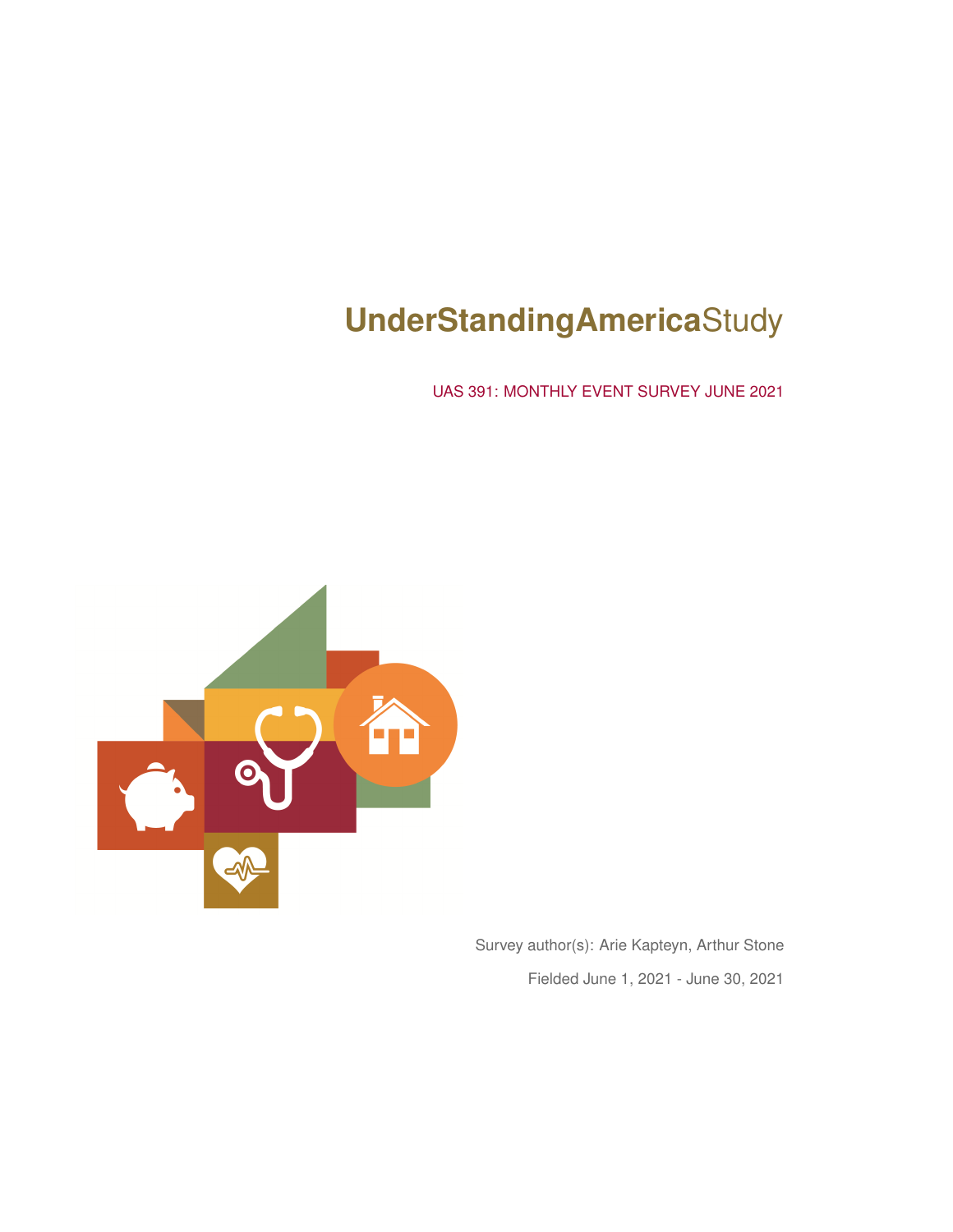# UnderStandingAmericaStudy

UAS 391: MONTHLY EVENT SURVEY JUNE 2021

Survey author(s): Arie Kapteyn, Arthur Stone

Fielded June 1, 2021 - June 30, 2021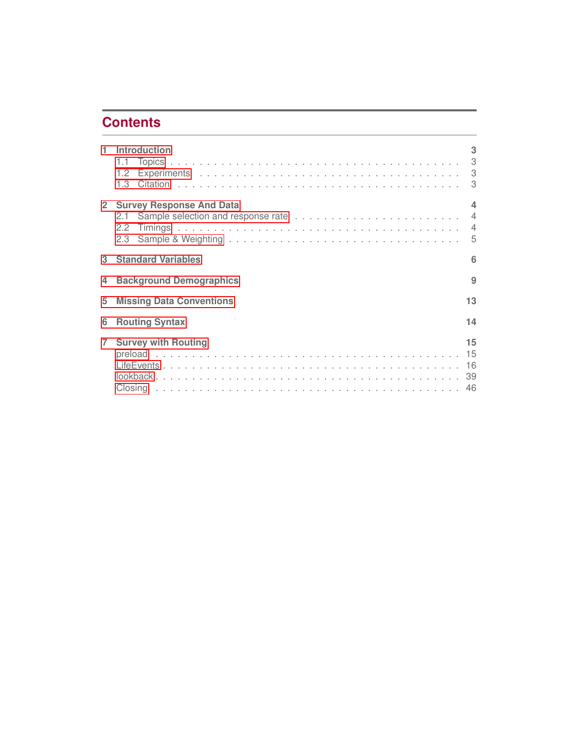# Contents

**1 Introduction** — **3**
- 1.1 Topics . . . . . . . . . . . . . . . . . . . . . . . . . . . . . . . . . . . 3
- 1.2 Experiments . . . . . . . . . . . . . . . . . . . . . . . . . . . . . . . 3
- 1.3 Citation . . . . . . . . . . . . . . . . . . . . . . . . . . . . . . . . . 3

**2 Survey Response And Data** — **4**
- 2.1 Sample selection and response rate . . . . . . . . . . . . . . . . . . . 4
- 2.2 Timings . . . . . . . . . . . . . . . . . . . . . . . . . . . . . . . . . 4
- 2.3 Sample & Weighting . . . . . . . . . . . . . . . . . . . . . . . . . . . 5

**3 Standard Variables** — **6**

**4 Background Demographics** — **9**

**5 Missing Data Conventions** — **13**

**6 Routing Syntax** — **14**

**7 Survey with Routing** — **15**
- preload . . . . . . . . . . . . . . . . . . . . . . . . . . . . . . . . . . . 15
- LifeEvents . . . . . . . . . . . . . . . . . . . . . . . . . . . . . . . . . 16
- lookback . . . . . . . . . . . . . . . . . . . . . . . . . . . . . . . . . . 39
- Closing . . . . . . . . . . . . . . . . . . . . . . . . . . . . . . . . . . . 46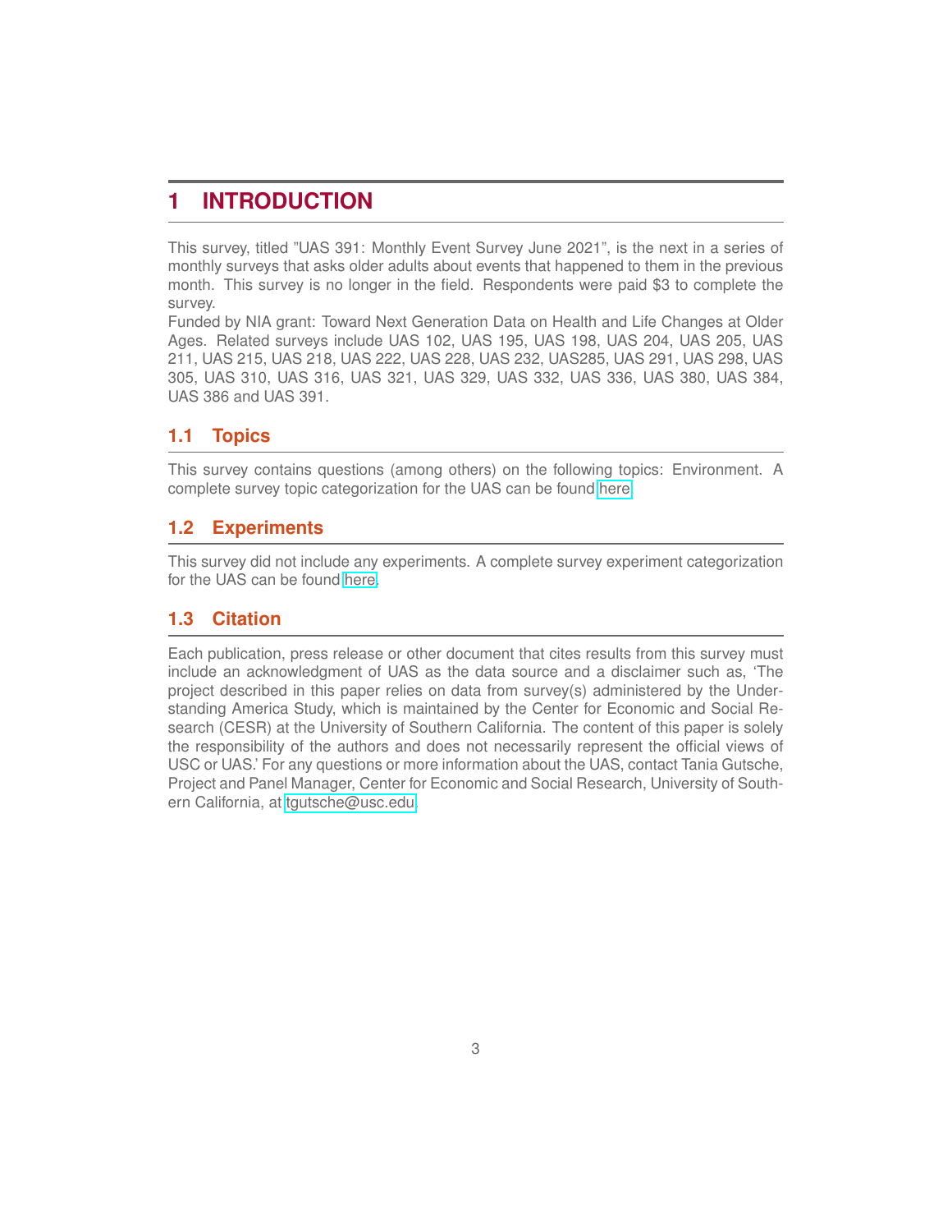# 1 INTRODUCTION

This survey, titled "UAS 391: Monthly Event Survey June 2021", is the next in a series of monthly surveys that asks older adults about events that happened to them in the previous month. This survey is no longer in the field. Respondents were paid $3 to complete the survey.
Funded by NIA grant: Toward Next Generation Data on Health and Life Changes at Older Ages. Related surveys include UAS 102, UAS 195, UAS 198, UAS 204, UAS 205, UAS 211, UAS 215, UAS 218, UAS 222, UAS 228, UAS 232, UAS285, UAS 291, UAS 298, UAS 305, UAS 310, UAS 316, UAS 321, UAS 329, UAS 332, UAS 336, UAS 380, UAS 384, UAS 386 and UAS 391.

## 1.1 Topics

This survey contains questions (among others) on the following topics: Environment. A complete survey topic categorization for the UAS can be found here.

## 1.2 Experiments

This survey did not include any experiments. A complete survey experiment categorization for the UAS can be found here.

## 1.3 Citation

Each publication, press release or other document that cites results from this survey must include an acknowledgment of UAS as the data source and a disclaimer such as, 'The project described in this paper relies on data from survey(s) administered by the Understanding America Study, which is maintained by the Center for Economic and Social Research (CESR) at the University of Southern California. The content of this paper is solely the responsibility of the authors and does not necessarily represent the official views of USC or UAS.' For any questions or more information about the UAS, contact Tania Gutsche, Project and Panel Manager, Center for Economic and Social Research, University of Southern California, at tgutsche@usc.edu.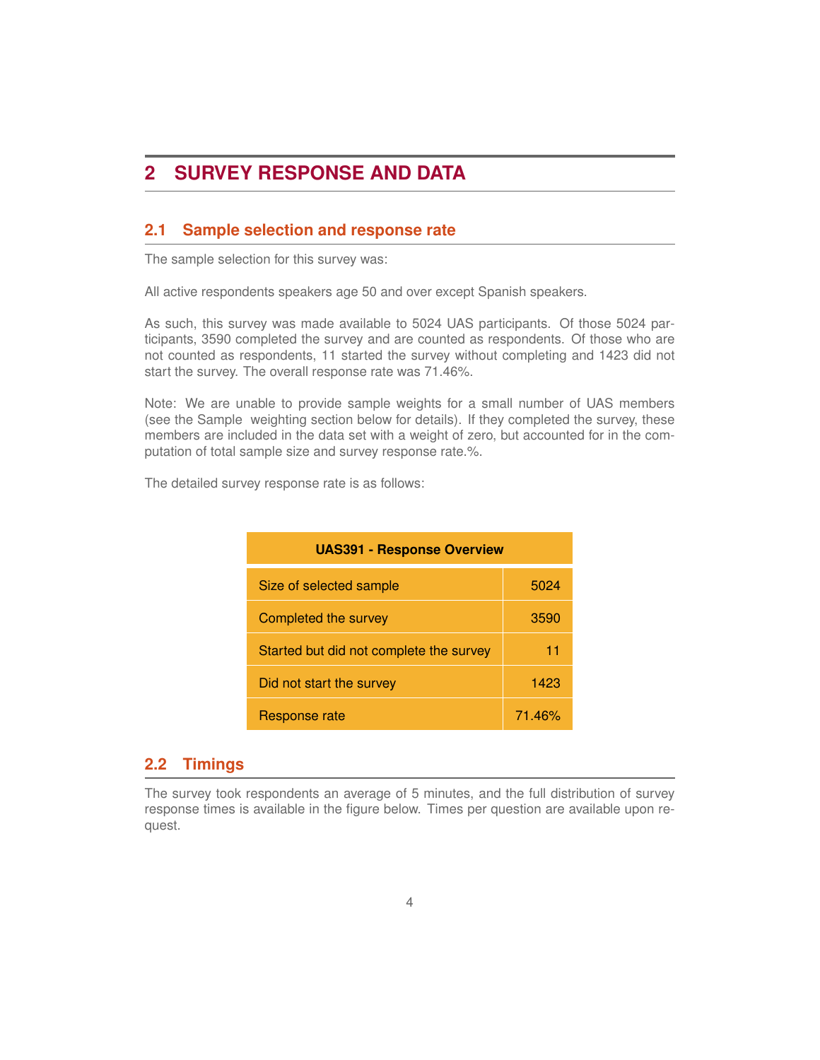# 2 SURVEY RESPONSE AND DATA

## 2.1 Sample selection and response rate

The sample selection for this survey was:

All active respondents speakers age 50 and over except Spanish speakers.

As such, this survey was made available to 5024 UAS participants. Of those 5024 participants, 3590 completed the survey and are counted as respondents. Of those who are not counted as respondents, 11 started the survey without completing and 1423 did not start the survey. The overall response rate was 71.46%.

Note: We are unable to provide sample weights for a small number of UAS members (see the Sample weighting section below for details). If they completed the survey, these members are included in the data set with a weight of zero, but accounted for in the computation of total sample size and survey response rate.%.

The detailed survey response rate is as follows:

| UAS391 - Response Overview | |
|---|---|
| Size of selected sample | 5024 |
| Completed the survey | 3590 |
| Started but did not complete the survey | 11 |
| Did not start the survey | 1423 |
| Response rate | 71.46% |

## 2.2 Timings

The survey took respondents an average of 5 minutes, and the full distribution of survey response times is available in the figure below. Times per question are available upon request.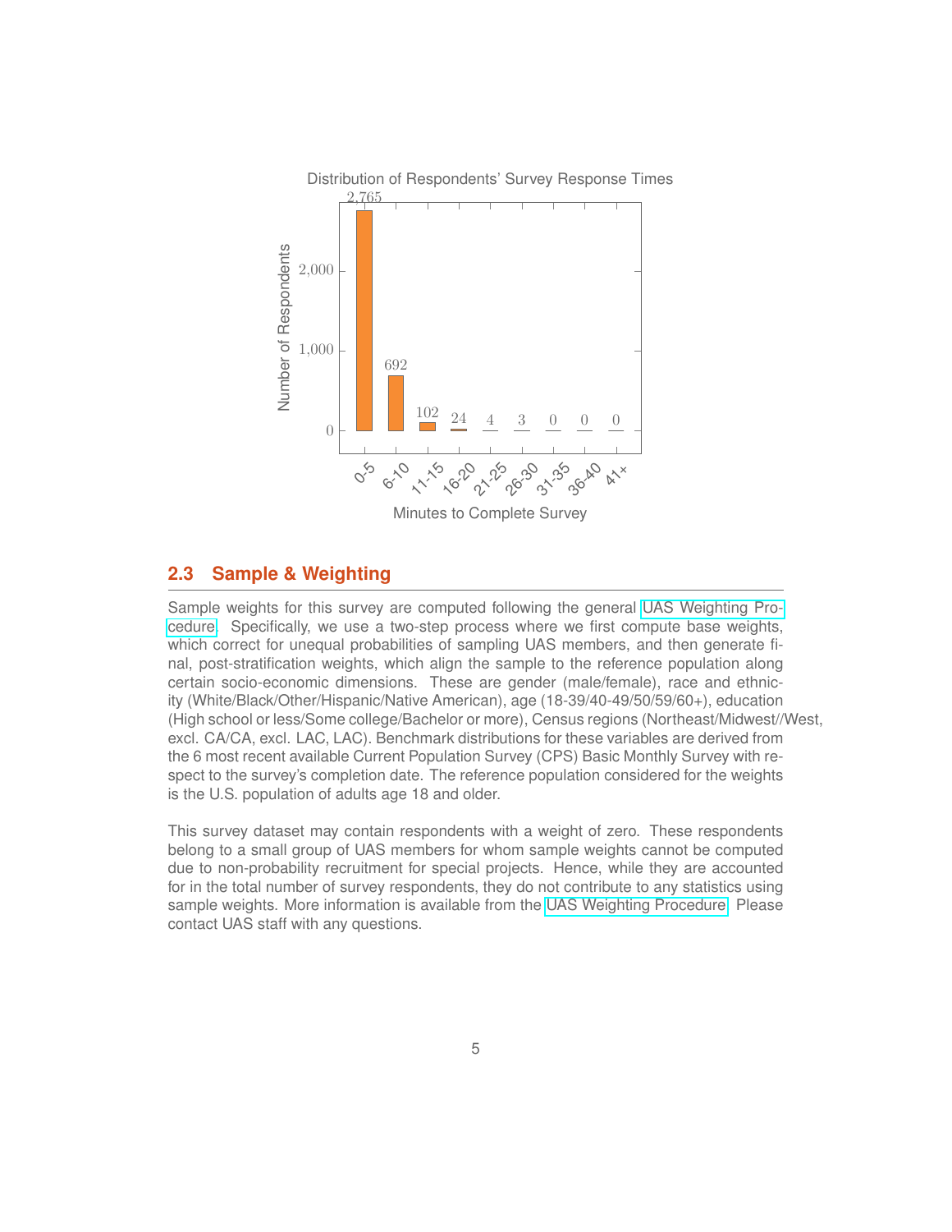Distribution of Respondents' Survey Response Times

| Minutes to Complete Survey | Number of Respondents |
|---|---|
| 0-5 | 2,765 |
| 6-10 | 692 |
| 11-15 | 102 |
| 16-20 | 24 |
| 21-25 | 4 |
| 26-30 | 3 |
| 31-35 | 0 |
| 36-40 | 0 |
| 41+ | 0 |

## 2.3 Sample & Weighting

Sample weights for this survey are computed following the general UAS Weighting Procedure. Specifically, we use a two-step process where we first compute base weights, which correct for unequal probabilities of sampling UAS members, and then generate final, post-stratification weights, which align the sample to the reference population along certain socio-economic dimensions. These are gender (male/female), race and ethnicity (White/Black/Other/Hispanic/Native American), age (18-39/40-49/50/59/60+), education (High school or less/Some college/Bachelor or more), Census regions (Northeast/Midwest//West, excl. CA/CA, excl. LAC, LAC). Benchmark distributions for these variables are derived from the 6 most recent available Current Population Survey (CPS) Basic Monthly Survey with respect to the survey's completion date. The reference population considered for the weights is the U.S. population of adults age 18 and older.

This survey dataset may contain respondents with a weight of zero. These respondents belong to a small group of UAS members for whom sample weights cannot be computed due to non-probability recruitment for special projects. Hence, while they are accounted for in the total number of survey respondents, they do not contribute to any statistics using sample weights. More information is available from the UAS Weighting Procedure. Please contact UAS staff with any questions.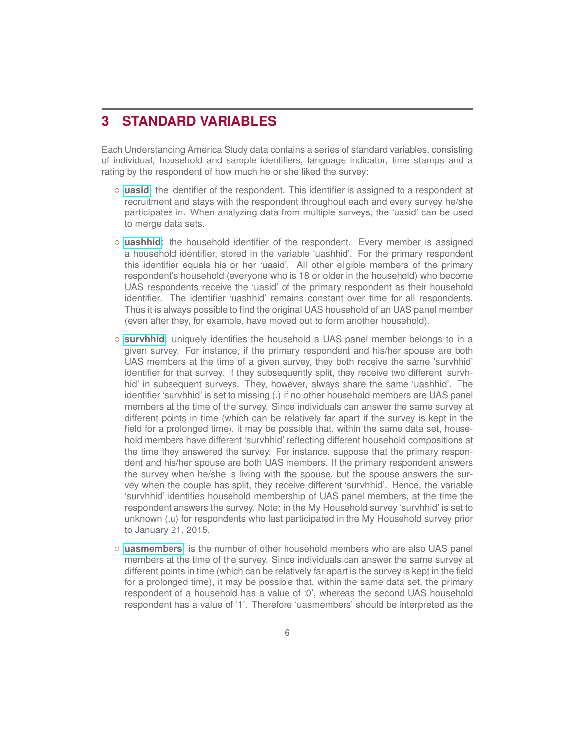# 3 STANDARD VARIABLES

Each Understanding America Study data contains a series of standard variables, consisting of individual, household and sample identifiers, language indicator, time stamps and a rating by the respondent of how much he or she liked the survey:

- **uasid**: the identifier of the respondent. This identifier is assigned to a respondent at recruitment and stays with the respondent throughout each and every survey he/she participates in. When analyzing data from multiple surveys, the 'uasid' can be used to merge data sets.

- **uashhid**: the household identifier of the respondent. Every member is assigned a household identifier, stored in the variable 'uashhid'. For the primary respondent this identifier equals his or her 'uasid'. All other eligible members of the primary respondent's household (everyone who is 18 or older in the household) who become UAS respondents receive the 'uasid' of the primary respondent as their household identifier. The identifier 'uashhid' remains constant over time for all respondents. Thus it is always possible to find the original UAS household of an UAS panel member (even after they, for example, have moved out to form another household).

- **survhhid**: uniquely identifies the household a UAS panel member belongs to in a given survey. For instance, if the primary respondent and his/her spouse are both UAS members at the time of a given survey, they both receive the same 'survhhid' identifier for that survey. If they subsequently split, they receive two different 'survhhid' in subsequent surveys. They, however, always share the same 'uashhid'. The identifier 'survhhid' is set to missing (.) if no other household members are UAS panel members at the time of the survey. Since individuals can answer the same survey at different points in time (which can be relatively far apart if the survey is kept in the field for a prolonged time), it may be possible that, within the same data set, household members have different 'survhhid' reflecting different household compositions at the time they answered the survey. For instance, suppose that the primary respondent and his/her spouse are both UAS members. If the primary respondent answers the survey when he/she is living with the spouse, but the spouse answers the survey when the couple has split, they receive different 'survhhid'. Hence, the variable 'survhhid' identifies household membership of UAS panel members, at the time the respondent answers the survey. Note: in the My Household survey 'survhhid' is set to unknown (.u) for respondents who last participated in the My Household survey prior to January 21, 2015.

- **uasmembers**: is the number of other household members who are also UAS panel members at the time of the survey. Since individuals can answer the same survey at different points in time (which can be relatively far apart is the survey is kept in the field for a prolonged time), it may be possible that, within the same data set, the primary respondent of a household has a value of '0', whereas the second UAS household respondent has a value of '1'. Therefore 'uasmembers' should be interpreted as the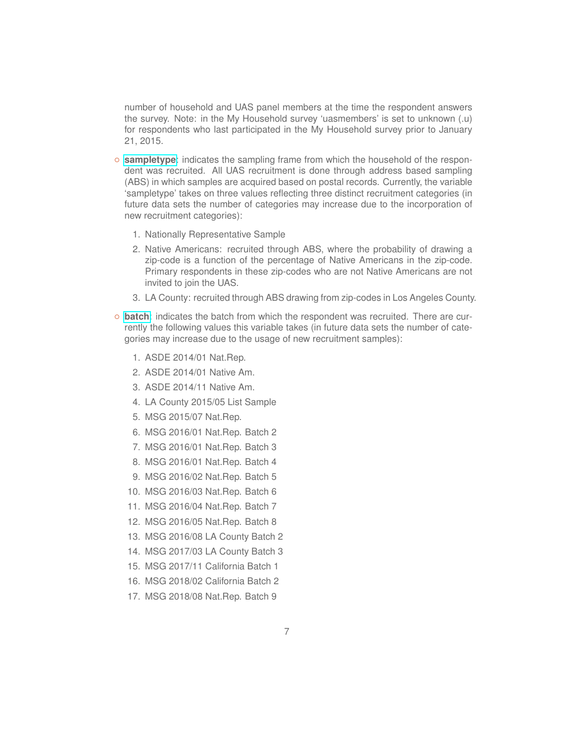number of household and UAS panel members at the time the respondent answers the survey. Note: in the My Household survey 'uasmembers' is set to unknown (.u) for respondents who last participated in the My Household survey prior to January 21, 2015.

- **sampletype**: indicates the sampling frame from which the household of the respondent was recruited. All UAS recruitment is done through address based sampling (ABS) in which samples are acquired based on postal records. Currently, the variable 'sampletype' takes on three values reflecting three distinct recruitment categories (in future data sets the number of categories may increase due to the incorporation of new recruitment categories):

  1. Nationally Representative Sample
  2. Native Americans: recruited through ABS, where the probability of drawing a zip-code is a function of the percentage of Native Americans in the zip-code. Primary respondents in these zip-codes who are not Native Americans are not invited to join the UAS.
  3. LA County: recruited through ABS drawing from zip-codes in Los Angeles County.

- **batch**: indicates the batch from which the respondent was recruited. There are currently the following values this variable takes (in future data sets the number of categories may increase due to the usage of new recruitment samples):

  1. ASDE 2014/01 Nat.Rep.
  2. ASDE 2014/01 Native Am.
  3. ASDE 2014/11 Native Am.
  4. LA County 2015/05 List Sample
  5. MSG 2015/07 Nat.Rep.
  6. MSG 2016/01 Nat.Rep. Batch 2
  7. MSG 2016/01 Nat.Rep. Batch 3
  8. MSG 2016/01 Nat.Rep. Batch 4
  9. MSG 2016/02 Nat.Rep. Batch 5
  10. MSG 2016/03 Nat.Rep. Batch 6
  11. MSG 2016/04 Nat.Rep. Batch 7
  12. MSG 2016/05 Nat.Rep. Batch 8
  13. MSG 2016/08 LA County Batch 2
  14. MSG 2017/03 LA County Batch 3
  15. MSG 2017/11 California Batch 1
  16. MSG 2018/02 California Batch 2
  17. MSG 2018/08 Nat.Rep. Batch 9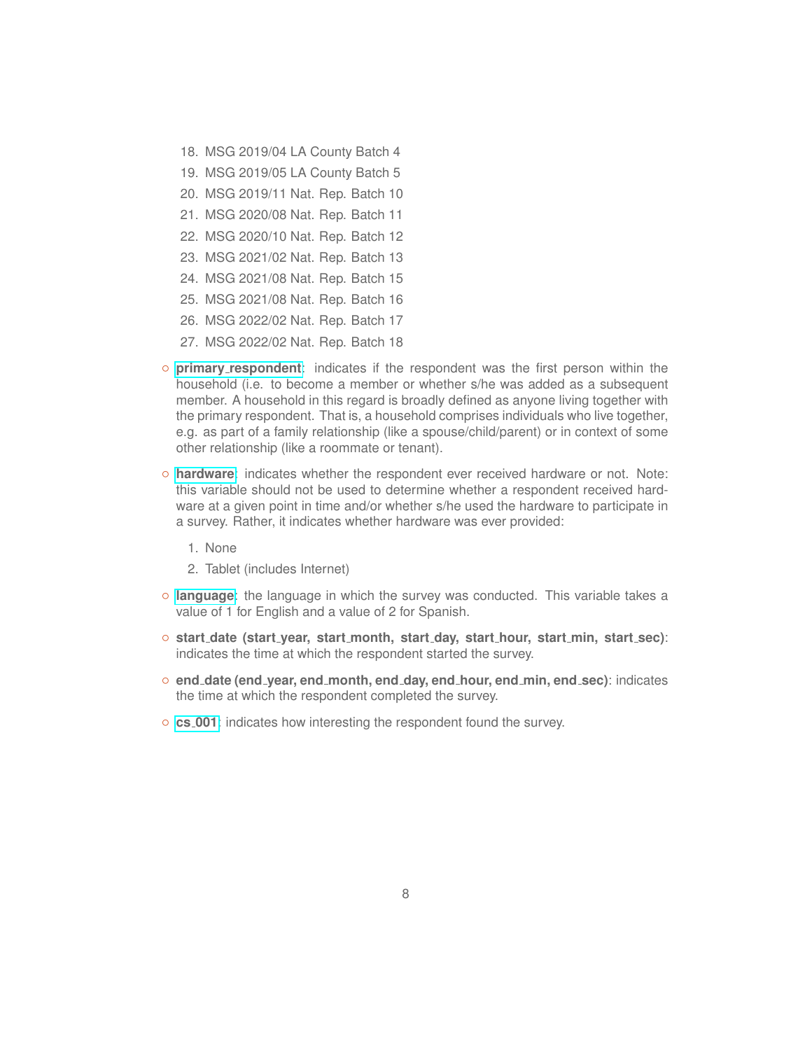18. MSG 2019/04 LA County Batch 4
19. MSG 2019/05 LA County Batch 5
20. MSG 2019/11 Nat. Rep. Batch 10
21. MSG 2020/08 Nat. Rep. Batch 11
22. MSG 2020/10 Nat. Rep. Batch 12
23. MSG 2021/02 Nat. Rep. Batch 13
24. MSG 2021/08 Nat. Rep. Batch 15
25. MSG 2021/08 Nat. Rep. Batch 16
26. MSG 2022/02 Nat. Rep. Batch 17
27. MSG 2022/02 Nat. Rep. Batch 18

- **primary_respondent**: indicates if the respondent was the first person within the household (i.e. to become a member or whether s/he was added as a subsequent member. A household in this regard is broadly defined as anyone living together with the primary respondent. That is, a household comprises individuals who live together, e.g. as part of a family relationship (like a spouse/child/parent) or in context of some other relationship (like a roommate or tenant).

- **hardware**: indicates whether the respondent ever received hardware or not. Note: this variable should not be used to determine whether a respondent received hardware at a given point in time and/or whether s/he used the hardware to participate in a survey. Rather, it indicates whether hardware was ever provided:

  1. None
  2. Tablet (includes Internet)

- **language**: the language in which the survey was conducted. This variable takes a value of 1 for English and a value of 2 for Spanish.

- **start_date (start_year, start_month, start_day, start_hour, start_min, start_sec)**: indicates the time at which the respondent started the survey.

- **end_date (end_year, end_month, end_day, end_hour, end_min, end_sec)**: indicates the time at which the respondent completed the survey.

- **cs_001**: indicates how interesting the respondent found the survey.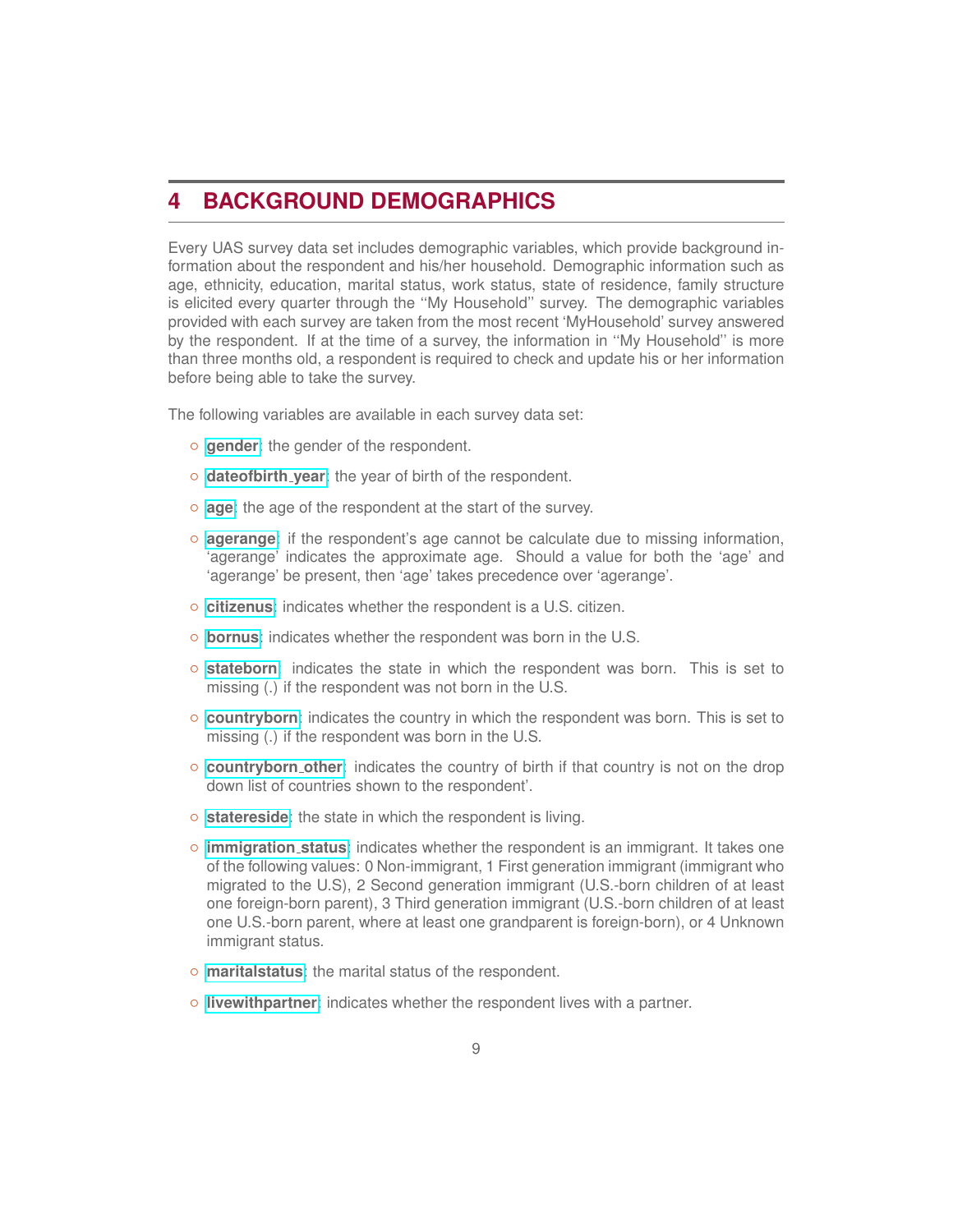# 4 BACKGROUND DEMOGRAPHICS

Every UAS survey data set includes demographic variables, which provide background information about the respondent and his/her household. Demographic information such as age, ethnicity, education, marital status, work status, state of residence, family structure is elicited every quarter through the ''My Household'' survey. The demographic variables provided with each survey are taken from the most recent 'MyHousehold' survey answered by the respondent. If at the time of a survey, the information in ''My Household'' is more than three months old, a respondent is required to check and update his or her information before being able to take the survey.

The following variables are available in each survey data set:

- **gender**: the gender of the respondent.
- **dateofbirth_year**: the year of birth of the respondent.
- **age**: the age of the respondent at the start of the survey.
- **agerange**: if the respondent's age cannot be calculate due to missing information, 'agerange' indicates the approximate age. Should a value for both the 'age' and 'agerange' be present, then 'age' takes precedence over 'agerange'.
- **citizenus**: indicates whether the respondent is a U.S. citizen.
- **bornus**: indicates whether the respondent was born in the U.S.
- **stateborn**: indicates the state in which the respondent was born. This is set to missing (.) if the respondent was not born in the U.S.
- **countryborn**: indicates the country in which the respondent was born. This is set to missing (.) if the respondent was born in the U.S.
- **countryborn_other**: indicates the country of birth if that country is not on the drop down list of countries shown to the respondent'.
- **statereside**: the state in which the respondent is living.
- **immigration_status**: indicates whether the respondent is an immigrant. It takes one of the following values: 0 Non-immigrant, 1 First generation immigrant (immigrant who migrated to the U.S), 2 Second generation immigrant (U.S.-born children of at least one foreign-born parent), 3 Third generation immigrant (U.S.-born children of at least one U.S.-born parent, where at least one grandparent is foreign-born), or 4 Unknown immigrant status.
- **maritalstatus**: the marital status of the respondent.
- **livewithpartner**: indicates whether the respondent lives with a partner.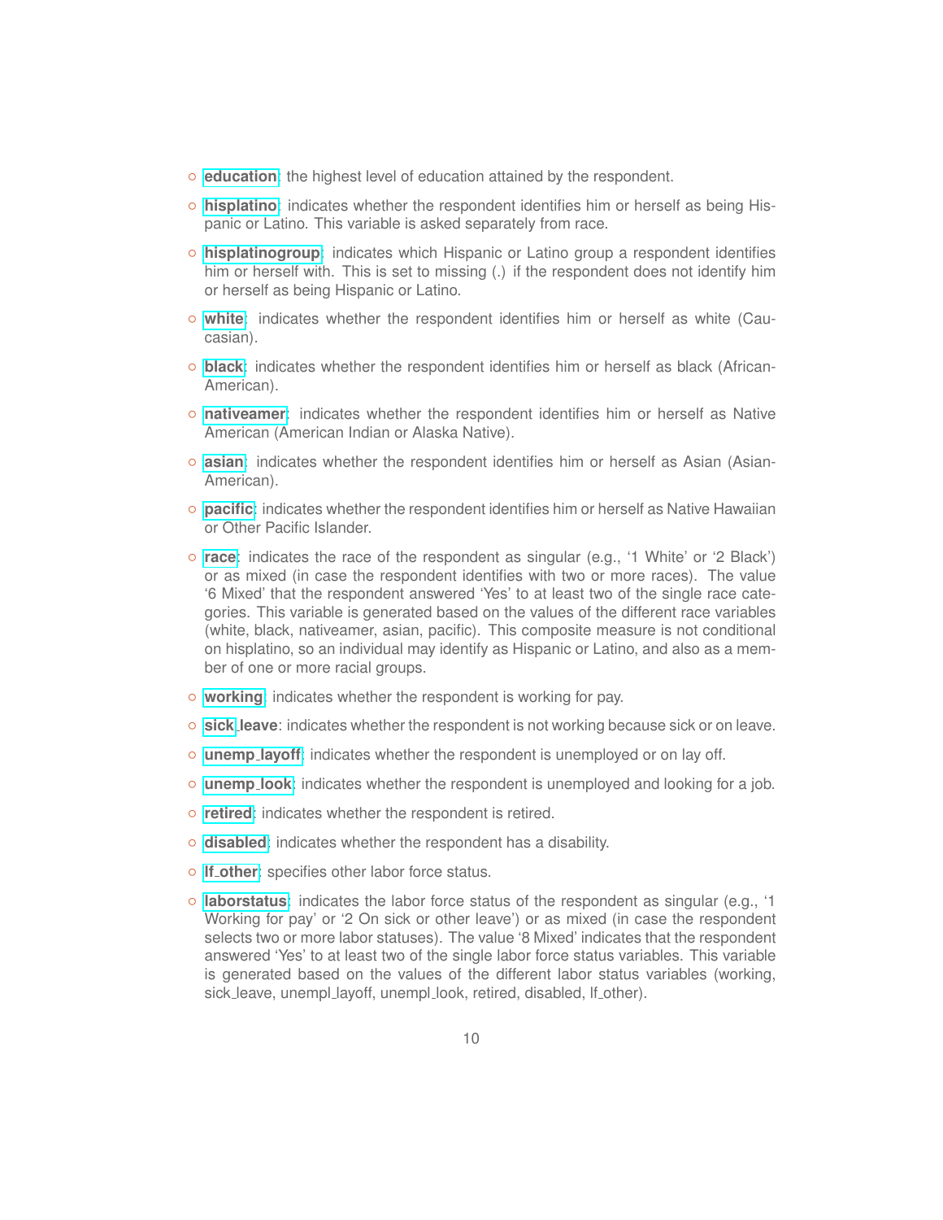- **education**: the highest level of education attained by the respondent.
- **hisplatino**: indicates whether the respondent identifies him or herself as being Hispanic or Latino. This variable is asked separately from race.
- **hisplatinogroup**: indicates which Hispanic or Latino group a respondent identifies him or herself with. This is set to missing (.) if the respondent does not identify him or herself as being Hispanic or Latino.
- **white**: indicates whether the respondent identifies him or herself as white (Caucasian).
- **black**: indicates whether the respondent identifies him or herself as black (African-American).
- **nativeamer**: indicates whether the respondent identifies him or herself as Native American (American Indian or Alaska Native).
- **asian**: indicates whether the respondent identifies him or herself as Asian (Asian-American).
- **pacific**: indicates whether the respondent identifies him or herself as Native Hawaiian or Other Pacific Islander.
- **race**: indicates the race of the respondent as singular (e.g., '1 White' or '2 Black') or as mixed (in case the respondent identifies with two or more races). The value '6 Mixed' that the respondent answered 'Yes' to at least two of the single race categories. This variable is generated based on the values of the different race variables (white, black, nativeamer, asian, pacific). This composite measure is not conditional on hisplatino, so an individual may identify as Hispanic or Latino, and also as a member of one or more racial groups.
- **working**: indicates whether the respondent is working for pay.
- **sick_leave**: indicates whether the respondent is not working because sick or on leave.
- **unemp_layoff**: indicates whether the respondent is unemployed or on lay off.
- **unemp_look**: indicates whether the respondent is unemployed and looking for a job.
- **retired**: indicates whether the respondent is retired.
- **disabled**: indicates whether the respondent has a disability.
- **lf_other**: specifies other labor force status.
- **laborstatus**: indicates the labor force status of the respondent as singular (e.g., '1 Working for pay' or '2 On sick or other leave') or as mixed (in case the respondent selects two or more labor statuses). The value '8 Mixed' indicates that the respondent answered 'Yes' to at least two of the single labor force status variables. This variable is generated based on the values of the different labor status variables (working, sick_leave, unempl_layoff, unempl_look, retired, disabled, lf_other).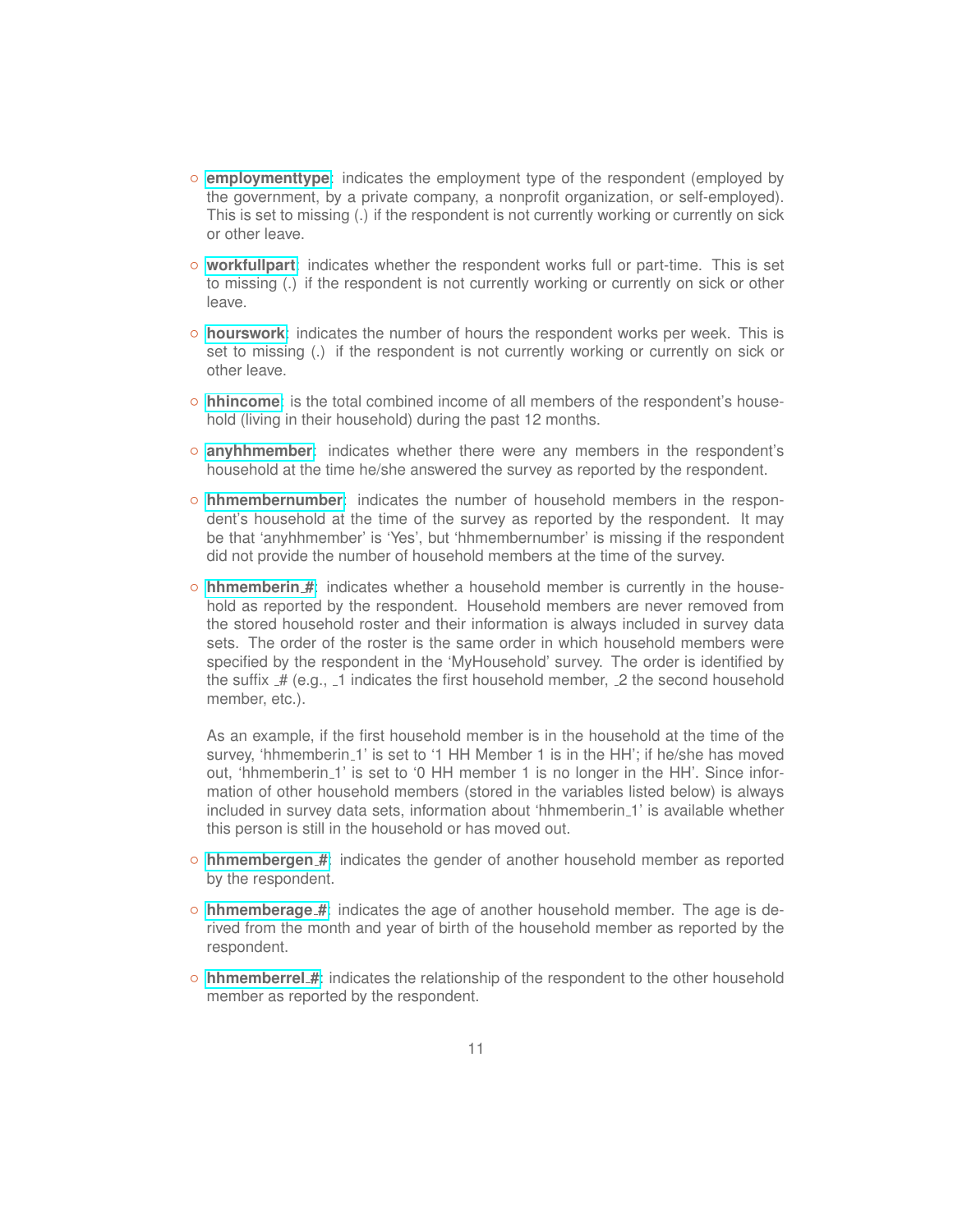- **employmenttype**: indicates the employment type of the respondent (employed by the government, by a private company, a nonprofit organization, or self-employed). This is set to missing (.) if the respondent is not currently working or currently on sick or other leave.

- **workfullpart**: indicates whether the respondent works full or part-time. This is set to missing (.) if the respondent is not currently working or currently on sick or other leave.

- **hourswork**: indicates the number of hours the respondent works per week. This is set to missing (.) if the respondent is not currently working or currently on sick or other leave.

- **hhincome**: is the total combined income of all members of the respondent's household (living in their household) during the past 12 months.

- **anyhhmember**: indicates whether there were any members in the respondent's household at the time he/she answered the survey as reported by the respondent.

- **hhmembernumber**: indicates the number of household members in the respondent's household at the time of the survey as reported by the respondent. It may be that 'anyhhmember' is 'Yes', but 'hhmembernumber' is missing if the respondent did not provide the number of household members at the time of the survey.

- **hhmemberin_#**: indicates whether a household member is currently in the household as reported by the respondent. Household members are never removed from the stored household roster and their information is always included in survey data sets. The order of the roster is the same order in which household members were specified by the respondent in the 'MyHousehold' survey. The order is identified by the suffix _# (e.g., _1 indicates the first household member, _2 the second household member, etc.).

  As an example, if the first household member is in the household at the time of the survey, 'hhmemberin_1' is set to '1 HH Member 1 is in the HH'; if he/she has moved out, 'hhmemberin_1' is set to '0 HH member 1 is no longer in the HH'. Since information of other household members (stored in the variables listed below) is always included in survey data sets, information about 'hhmemberin_1' is available whether this person is still in the household or has moved out.

- **hhmembergen_#**: indicates the gender of another household member as reported by the respondent.

- **hhmemberage_#**: indicates the age of another household member. The age is derived from the month and year of birth of the household member as reported by the respondent.

- **hhmemberrel_#**: indicates the relationship of the respondent to the other household member as reported by the respondent.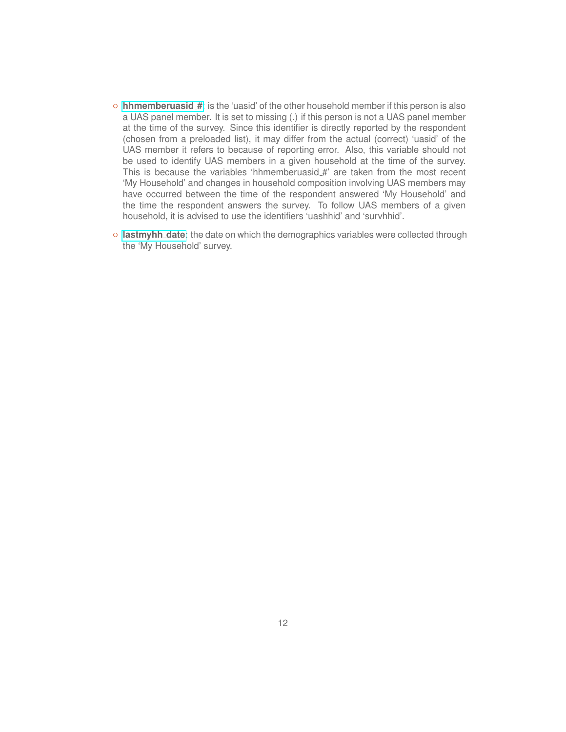- **hhmemberuasid_#**: is the 'uasid' of the other household member if this person is also a UAS panel member. It is set to missing (.) if this person is not a UAS panel member at the time of the survey. Since this identifier is directly reported by the respondent (chosen from a preloaded list), it may differ from the actual (correct) 'uasid' of the UAS member it refers to because of reporting error. Also, this variable should not be used to identify UAS members in a given household at the time of the survey. This is because the variables 'hhmemberuasid_#' are taken from the most recent 'My Household' and changes in household composition involving UAS members may have occurred between the time of the respondent answered 'My Household' and the time the respondent answers the survey. To follow UAS members of a given household, it is advised to use the identifiers 'uashhid' and 'survhhid'.

- **lastmyhh_date**: the date on which the demographics variables were collected through the 'My Household' survey.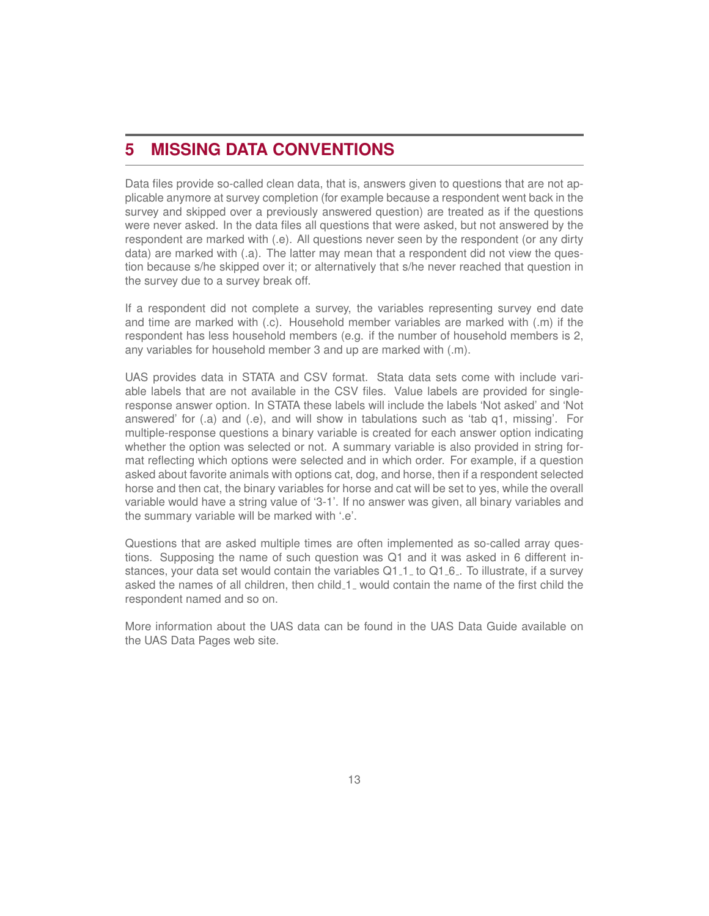# 5 MISSING DATA CONVENTIONS

Data files provide so-called clean data, that is, answers given to questions that are not applicable anymore at survey completion (for example because a respondent went back in the survey and skipped over a previously answered question) are treated as if the questions were never asked. In the data files all questions that were asked, but not answered by the respondent are marked with (.e). All questions never seen by the respondent (or any dirty data) are marked with (.a). The latter may mean that a respondent did not view the question because s/he skipped over it; or alternatively that s/he never reached that question in the survey due to a survey break off.

If a respondent did not complete a survey, the variables representing survey end date and time are marked with (.c). Household member variables are marked with (.m) if the respondent has less household members (e.g. if the number of household members is 2, any variables for household member 3 and up are marked with (.m).

UAS provides data in STATA and CSV format. Stata data sets come with include variable labels that are not available in the CSV files. Value labels are provided for single-response answer option. In STATA these labels will include the labels 'Not asked' and 'Not answered' for (.a) and (.e), and will show in tabulations such as 'tab q1, missing'. For multiple-response questions a binary variable is created for each answer option indicating whether the option was selected or not. A summary variable is also provided in string format reflecting which options were selected and in which order. For example, if a question asked about favorite animals with options cat, dog, and horse, then if a respondent selected horse and then cat, the binary variables for horse and cat will be set to yes, while the overall variable would have a string value of '3-1'. If no answer was given, all binary variables and the summary variable will be marked with '.e'.

Questions that are asked multiple times are often implemented as so-called array questions. Supposing the name of such question was Q1 and it was asked in 6 different instances, your data set would contain the variables Q1_1_ to Q1_6_. To illustrate, if a survey asked the names of all children, then child_1_ would contain the name of the first child the respondent named and so on.

More information about the UAS data can be found in the UAS Data Guide available on the UAS Data Pages web site.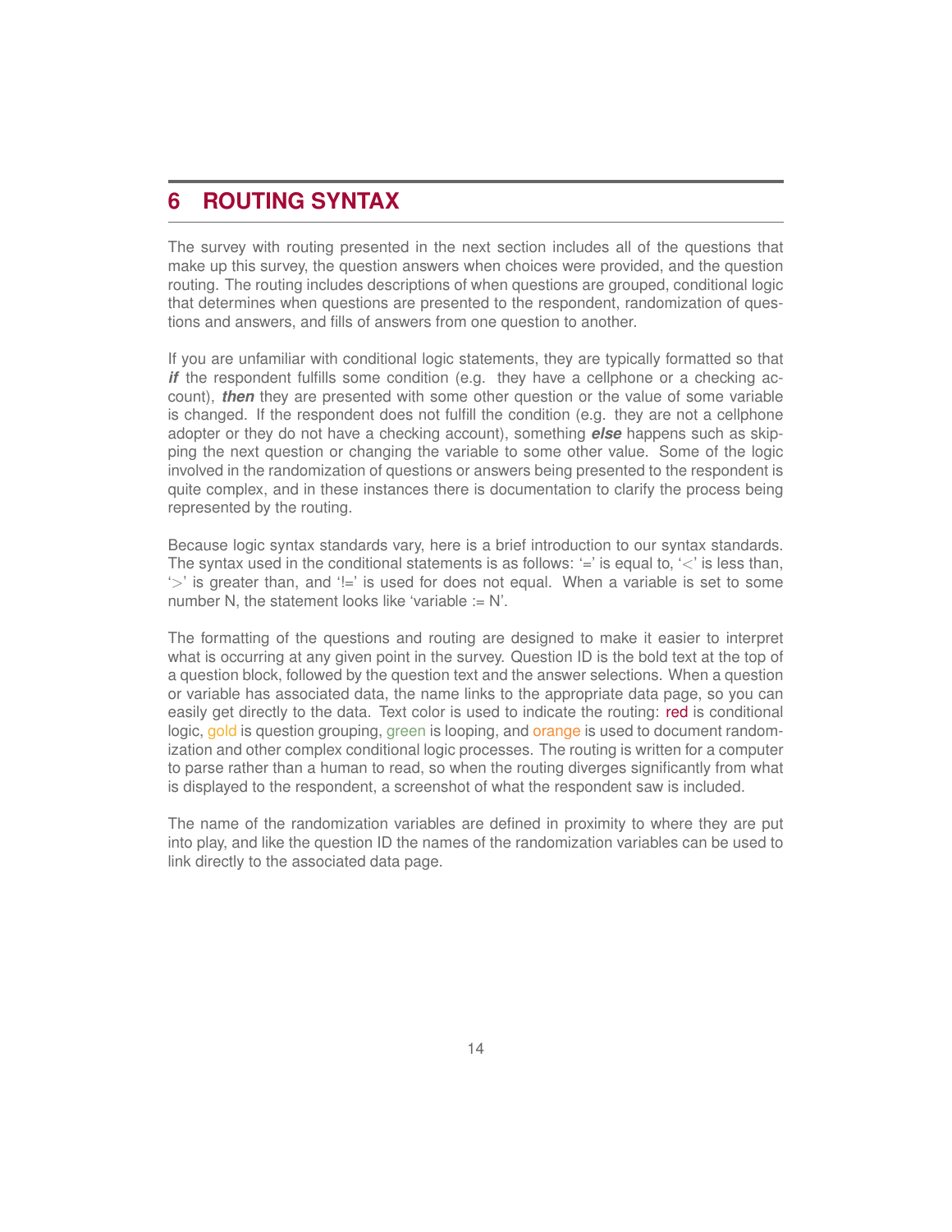# 6 ROUTING SYNTAX

The survey with routing presented in the next section includes all of the questions that make up this survey, the question answers when choices were provided, and the question routing. The routing includes descriptions of when questions are grouped, conditional logic that determines when questions are presented to the respondent, randomization of questions and answers, and fills of answers from one question to another.

If you are unfamiliar with conditional logic statements, they are typically formatted so that ***if*** the respondent fulfills some condition (e.g. they have a cellphone or a checking account), ***then*** they are presented with some other question or the value of some variable is changed. If the respondent does not fulfill the condition (e.g. they are not a cellphone adopter or they do not have a checking account), something ***else*** happens such as skipping the next question or changing the variable to some other value. Some of the logic involved in the randomization of questions or answers being presented to the respondent is quite complex, and in these instances there is documentation to clarify the process being represented by the routing.

Because logic syntax standards vary, here is a brief introduction to our syntax standards. The syntax used in the conditional statements is as follows: '=' is equal to, '<' is less than, '>' is greater than, and '!=' is used for does not equal. When a variable is set to some number N, the statement looks like 'variable := N'.

The formatting of the questions and routing are designed to make it easier to interpret what is occurring at any given point in the survey. Question ID is the bold text at the top of a question block, followed by the question text and the answer selections. When a question or variable has associated data, the name links to the appropriate data page, so you can easily get directly to the data. Text color is used to indicate the routing: red is conditional logic, gold is question grouping, green is looping, and orange is used to document randomization and other complex conditional logic processes. The routing is written for a computer to parse rather than a human to read, so when the routing diverges significantly from what is displayed to the respondent, a screenshot of what the respondent saw is included.

The name of the randomization variables are defined in proximity to where they are put into play, and like the question ID the names of the randomization variables can be used to link directly to the associated data page.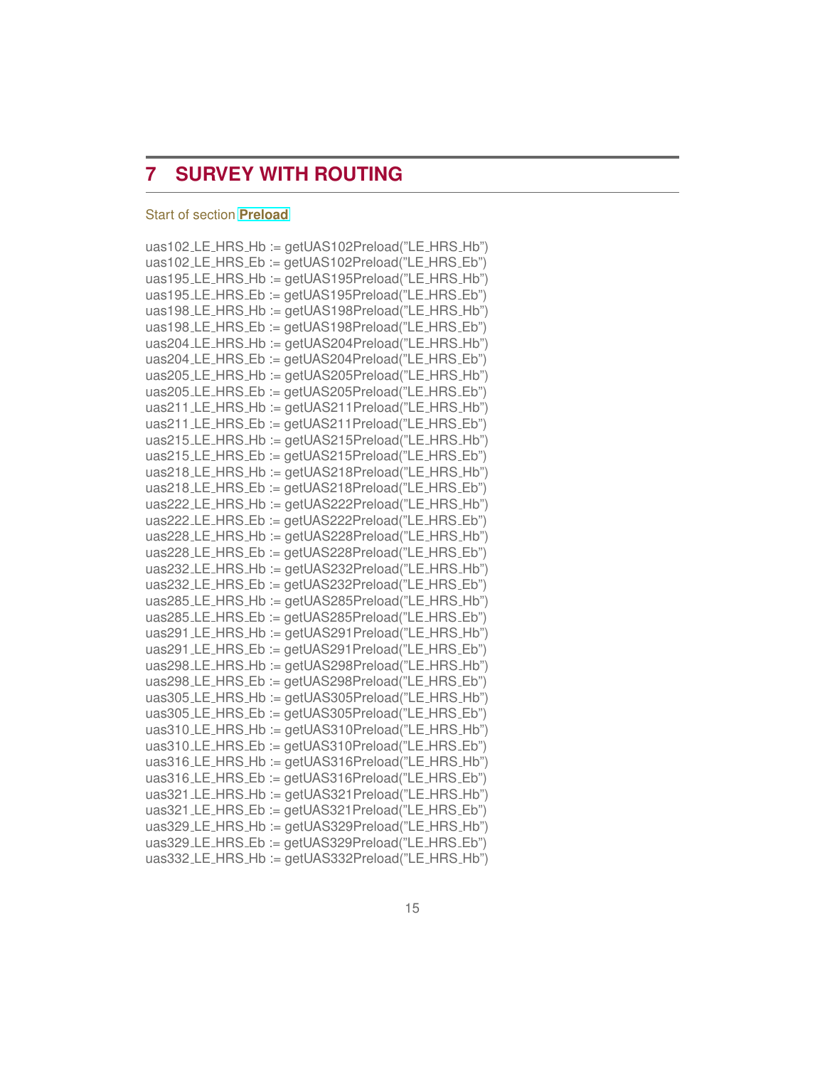# 7 SURVEY WITH ROUTING

Start of section **Preload**

uas102_LE_HRS_Hb := getUAS102Preload("LE_HRS_Hb")
uas102_LE_HRS_Eb := getUAS102Preload("LE_HRS_Eb")
uas195_LE_HRS_Hb := getUAS195Preload("LE_HRS_Hb")
uas195_LE_HRS_Eb := getUAS195Preload("LE_HRS_Eb")
uas198_LE_HRS_Hb := getUAS198Preload("LE_HRS_Hb")
uas198_LE_HRS_Eb := getUAS198Preload("LE_HRS_Eb")
uas204_LE_HRS_Hb := getUAS204Preload("LE_HRS_Hb")
uas204_LE_HRS_Eb := getUAS204Preload("LE_HRS_Eb")
uas205_LE_HRS_Hb := getUAS205Preload("LE_HRS_Hb")
uas205_LE_HRS_Eb := getUAS205Preload("LE_HRS_Eb")
uas211_LE_HRS_Hb := getUAS211Preload("LE_HRS_Hb")
uas211_LE_HRS_Eb := getUAS211Preload("LE_HRS_Eb")
uas215_LE_HRS_Hb := getUAS215Preload("LE_HRS_Hb")
uas215_LE_HRS_Eb := getUAS215Preload("LE_HRS_Eb")
uas218_LE_HRS_Hb := getUAS218Preload("LE_HRS_Hb")
uas218_LE_HRS_Eb := getUAS218Preload("LE_HRS_Eb")
uas222_LE_HRS_Hb := getUAS222Preload("LE_HRS_Hb")
uas222_LE_HRS_Eb := getUAS222Preload("LE_HRS_Eb")
uas228_LE_HRS_Hb := getUAS228Preload("LE_HRS_Hb")
uas228_LE_HRS_Eb := getUAS228Preload("LE_HRS_Eb")
uas232_LE_HRS_Hb := getUAS232Preload("LE_HRS_Hb")
uas232_LE_HRS_Eb := getUAS232Preload("LE_HRS_Eb")
uas285_LE_HRS_Hb := getUAS285Preload("LE_HRS_Hb")
uas285_LE_HRS_Eb := getUAS285Preload("LE_HRS_Eb")
uas291_LE_HRS_Hb := getUAS291Preload("LE_HRS_Hb")
uas291_LE_HRS_Eb := getUAS291Preload("LE_HRS_Eb")
uas298_LE_HRS_Hb := getUAS298Preload("LE_HRS_Hb")
uas298_LE_HRS_Eb := getUAS298Preload("LE_HRS_Eb")
uas305_LE_HRS_Hb := getUAS305Preload("LE_HRS_Hb")
uas305_LE_HRS_Eb := getUAS305Preload("LE_HRS_Eb")
uas310_LE_HRS_Hb := getUAS310Preload("LE_HRS_Hb")
uas310_LE_HRS_Eb := getUAS310Preload("LE_HRS_Eb")
uas316_LE_HRS_Hb := getUAS316Preload("LE_HRS_Hb")
uas316_LE_HRS_Eb := getUAS316Preload("LE_HRS_Eb")
uas321_LE_HRS_Hb := getUAS321Preload("LE_HRS_Hb")
uas321_LE_HRS_Eb := getUAS321Preload("LE_HRS_Eb")
uas329_LE_HRS_Hb := getUAS329Preload("LE_HRS_Hb")
uas329_LE_HRS_Eb := getUAS329Preload("LE_HRS_Eb")
uas332_LE_HRS_Hb := getUAS332Preload("LE_HRS_Hb")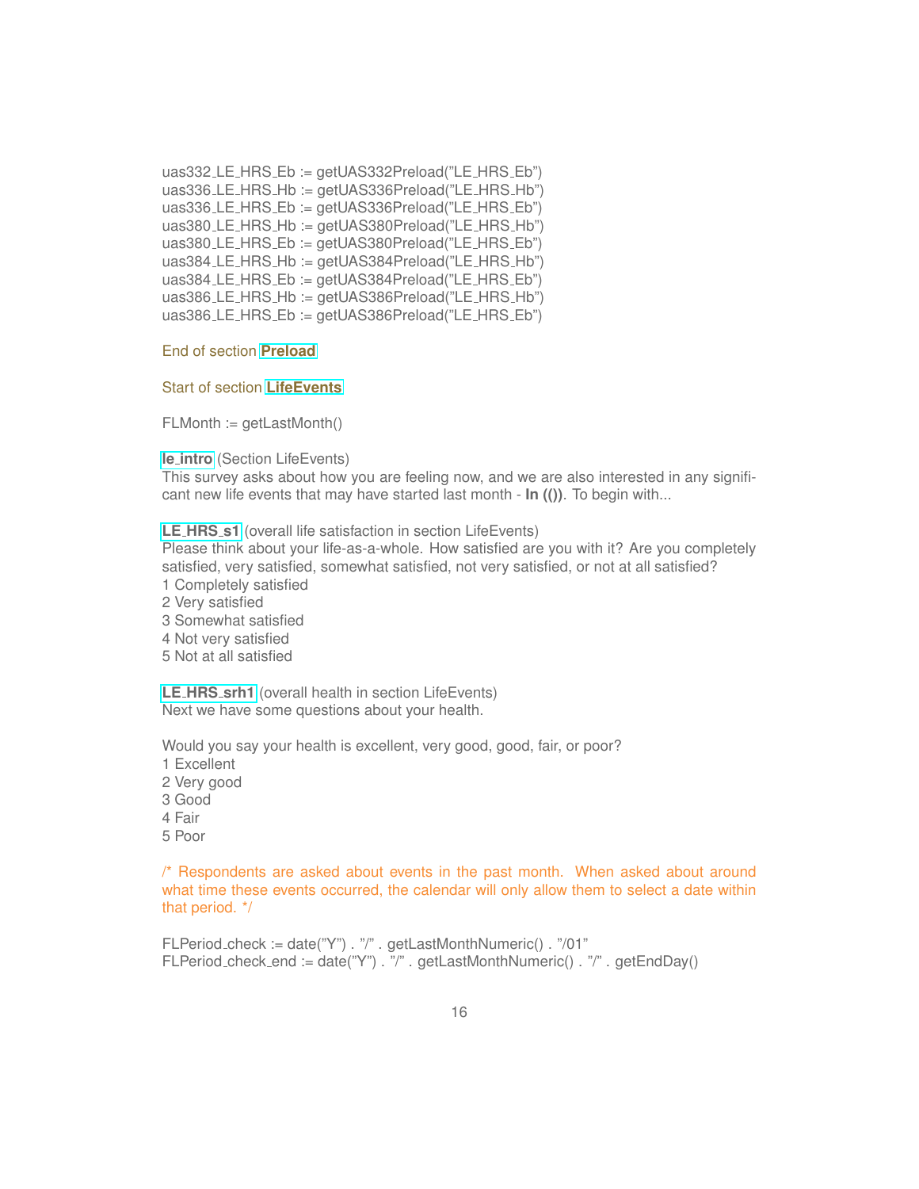uas332_LE_HRS_Eb := getUAS332Preload("LE_HRS_Eb")
uas336_LE_HRS_Hb := getUAS336Preload("LE_HRS_Hb")
uas336_LE_HRS_Eb := getUAS336Preload("LE_HRS_Eb")
uas380_LE_HRS_Hb := getUAS380Preload("LE_HRS_Hb")
uas380_LE_HRS_Eb := getUAS380Preload("LE_HRS_Eb")
uas384_LE_HRS_Hb := getUAS384Preload("LE_HRS_Hb")
uas384_LE_HRS_Eb := getUAS384Preload("LE_HRS_Eb")
uas386_LE_HRS_Hb := getUAS386Preload("LE_HRS_Hb")
uas386_LE_HRS_Eb := getUAS386Preload("LE_HRS_Eb")

End of section **Preload**

Start of section **LifeEvents**

FLMonth := getLastMonth()

**le_intro** (Section LifeEvents)
This survey asks about how you are feeling now, and we are also interested in any significant new life events that may have started last month - **In (())**. To begin with...

**LE_HRS_s1** (overall life satisfaction in section LifeEvents)
Please think about your life-as-a-whole. How satisfied are you with it? Are you completely satisfied, very satisfied, somewhat satisfied, not very satisfied, or not at all satisfied?
1 Completely satisfied
2 Very satisfied
3 Somewhat satisfied
4 Not very satisfied
5 Not at all satisfied

**LE_HRS_srh1** (overall health in section LifeEvents)
Next we have some questions about your health.

Would you say your health is excellent, very good, good, fair, or poor?
1 Excellent
2 Very good
3 Good
4 Fair
5 Poor

/* Respondents are asked about events in the past month. When asked about around what time these events occurred, the calendar will only allow them to select a date within that period. */

FLPeriod_check := date("Y") . "/" . getLastMonthNumeric() . "/01"
FLPeriod_check_end := date("Y") . "/" . getLastMonthNumeric() . "/" . getEndDay()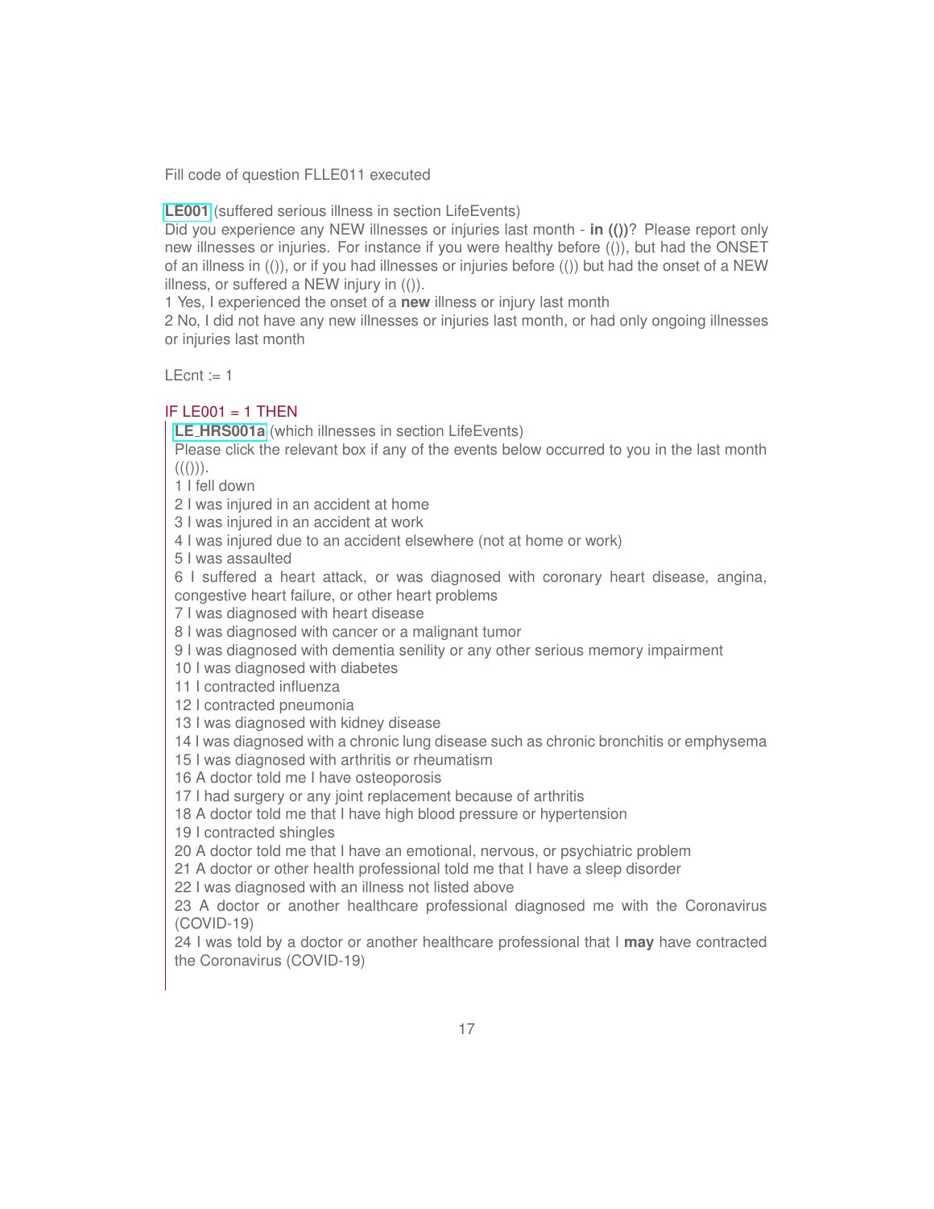Fill code of question FLLE011 executed

**LE001** (suffered serious illness in section LifeEvents)
Did you experience any NEW illnesses or injuries last month - **in (())**? Please report only new illnesses or injuries. For instance if you were healthy before (()), but had the ONSET of an illness in (()), or if you had illnesses or injuries before (()) but had the onset of a NEW illness, or suffered a NEW injury in (()).
1 Yes, I experienced the onset of a **new** illness or injury last month
2 No, I did not have any new illnesses or injuries last month, or had only ongoing illnesses or injuries last month

LEcnt := 1

IF LE001 = 1 THEN

**LE_HRS001a** (which illnesses in section LifeEvents)
Please click the relevant box if any of the events below occurred to you in the last month ((())).
1 I fell down
2 I was injured in an accident at home
3 I was injured in an accident at work
4 I was injured due to an accident elsewhere (not at home or work)
5 I was assaulted
6 I suffered a heart attack, or was diagnosed with coronary heart disease, angina, congestive heart failure, or other heart problems
7 I was diagnosed with heart disease
8 I was diagnosed with cancer or a malignant tumor
9 I was diagnosed with dementia senility or any other serious memory impairment
10 I was diagnosed with diabetes
11 I contracted influenza
12 I contracted pneumonia
13 I was diagnosed with kidney disease
14 I was diagnosed with a chronic lung disease such as chronic bronchitis or emphysema
15 I was diagnosed with arthritis or rheumatism
16 A doctor told me I have osteoporosis
17 I had surgery or any joint replacement because of arthritis
18 A doctor told me that I have high blood pressure or hypertension
19 I contracted shingles
20 A doctor told me that I have an emotional, nervous, or psychiatric problem
21 A doctor or other health professional told me that I have a sleep disorder
22 I was diagnosed with an illness not listed above
23 A doctor or another healthcare professional diagnosed me with the Coronavirus (COVID-19)
24 I was told by a doctor or another healthcare professional that I **may** have contracted the Coronavirus (COVID-19)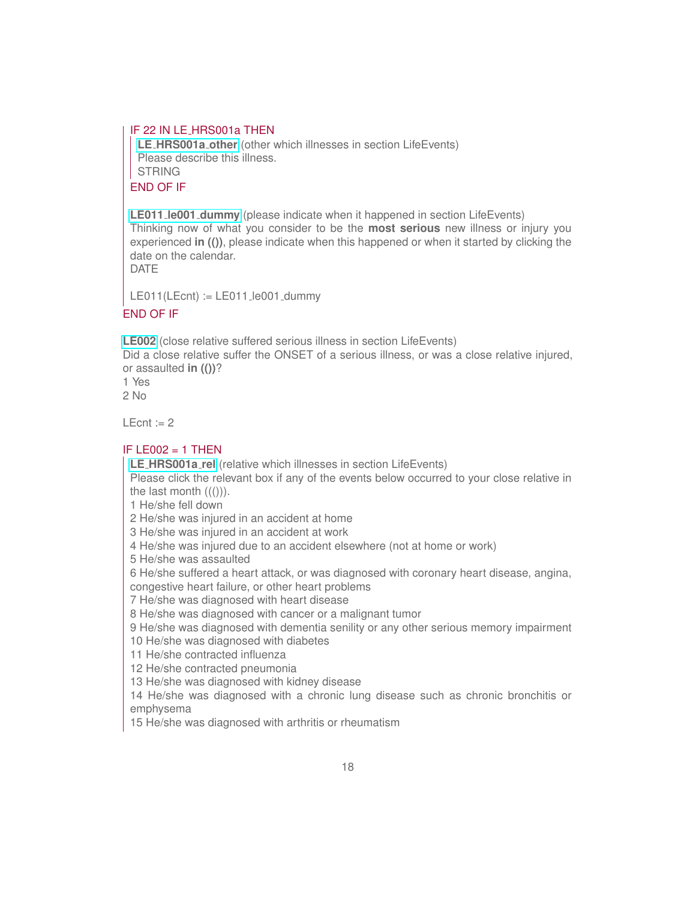IF 22 IN LE_HRS001a THEN

**LE_HRS001a_other** (other which illnesses in section LifeEvents)
Please describe this illness.
STRING

END OF IF

**LE011_le001_dummy** (please indicate when it happened in section LifeEvents)
Thinking now of what you consider to be the **most serious** new illness or injury you experienced **in (())**, please indicate when this happened or when it started by clicking the date on the calendar.
DATE

LE011(LEcnt) := LE011_le001_dummy

END OF IF

**LE002** (close relative suffered serious illness in section LifeEvents)
Did a close relative suffer the ONSET of a serious illness, or was a close relative injured, or assaulted **in (())**?
1 Yes
2 No

LEcnt := 2

IF LE002 = 1 THEN

**LE_HRS001a_rel** (relative which illnesses in section LifeEvents)
Please click the relevant box if any of the events below occurred to your close relative in the last month ((())).
1 He/she fell down
2 He/she was injured in an accident at home
3 He/she was injured in an accident at work
4 He/she was injured due to an accident elsewhere (not at home or work)
5 He/she was assaulted
6 He/she suffered a heart attack, or was diagnosed with coronary heart disease, angina, congestive heart failure, or other heart problems
7 He/she was diagnosed with heart disease
8 He/she was diagnosed with cancer or a malignant tumor
9 He/she was diagnosed with dementia senility or any other serious memory impairment
10 He/she was diagnosed with diabetes
11 He/she contracted influenza
12 He/she contracted pneumonia
13 He/she was diagnosed with kidney disease
14 He/she was diagnosed with a chronic lung disease such as chronic bronchitis or emphysema
15 He/she was diagnosed with arthritis or rheumatism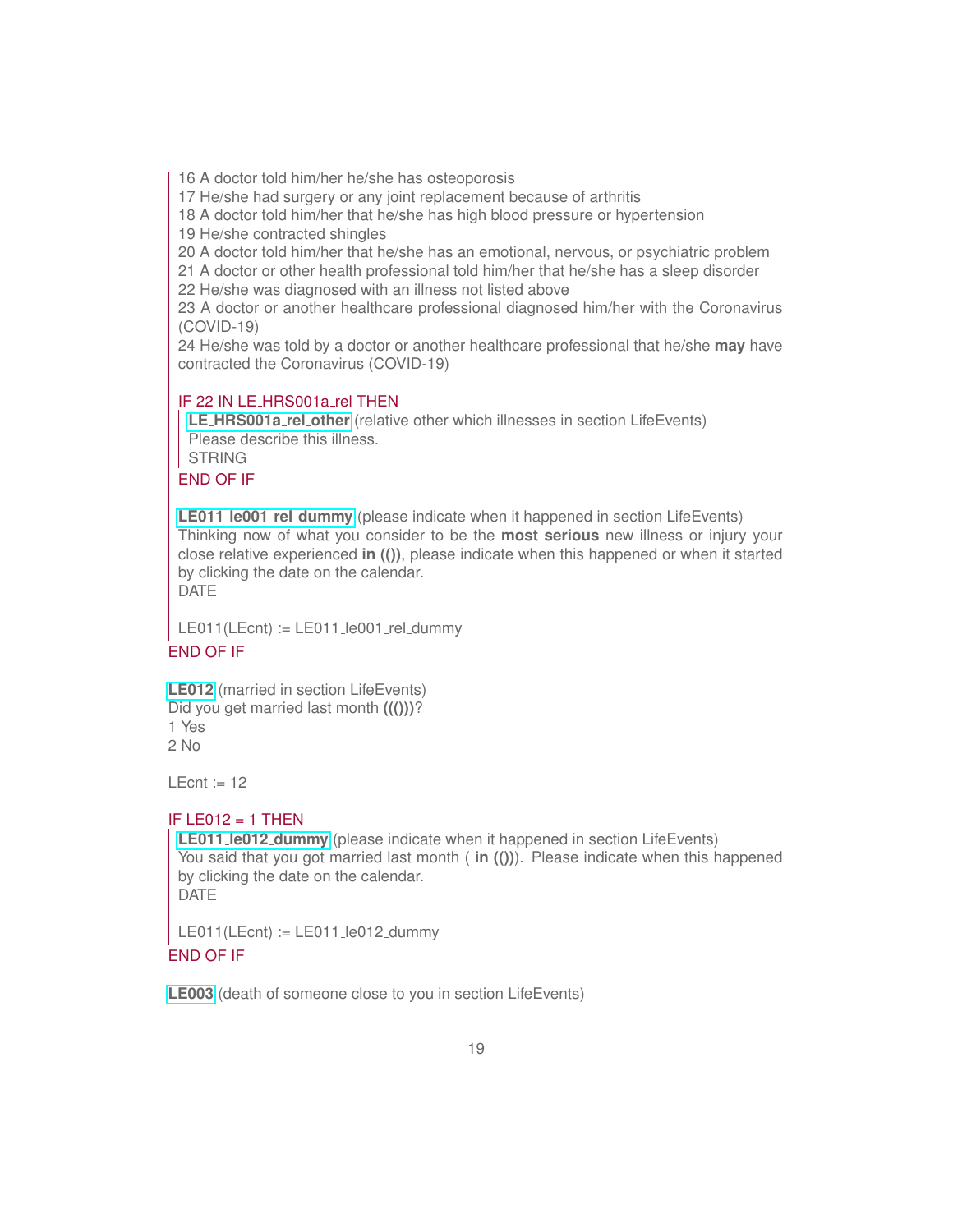16 A doctor told him/her he/she has osteoporosis
17 He/she had surgery or any joint replacement because of arthritis
18 A doctor told him/her that he/she has high blood pressure or hypertension
19 He/she contracted shingles
20 A doctor told him/her that he/she has an emotional, nervous, or psychiatric problem
21 A doctor or other health professional told him/her that he/she has a sleep disorder
22 He/she was diagnosed with an illness not listed above
23 A doctor or another healthcare professional diagnosed him/her with the Coronavirus (COVID-19)
24 He/she was told by a doctor or another healthcare professional that he/she **may** have contracted the Coronavirus (COVID-19)

IF 22 IN LE_HRS001a_rel THEN

**LE_HRS001a_rel_other** (relative other which illnesses in section LifeEvents)
Please describe this illness.
STRING

END OF IF

**LE011_le001_rel_dummy** (please indicate when it happened in section LifeEvents)
Thinking now of what you consider to be the **most serious** new illness or injury your close relative experienced **in (())**, please indicate when this happened or when it started by clicking the date on the calendar.
DATE

LE011(LEcnt) := LE011_le001_rel_dummy

END OF IF

**LE012** (married in section LifeEvents)
Did you get married last month **((()))**?
1 Yes
2 No

LEcnt := 12

IF LE012 = 1 THEN

**LE011_le012_dummy** (please indicate when it happened in section LifeEvents)
You said that you got married last month ( **in (())**). Please indicate when this happened by clicking the date on the calendar.
DATE

LE011(LEcnt) := LE011_le012_dummy

END OF IF

**LE003** (death of someone close to you in section LifeEvents)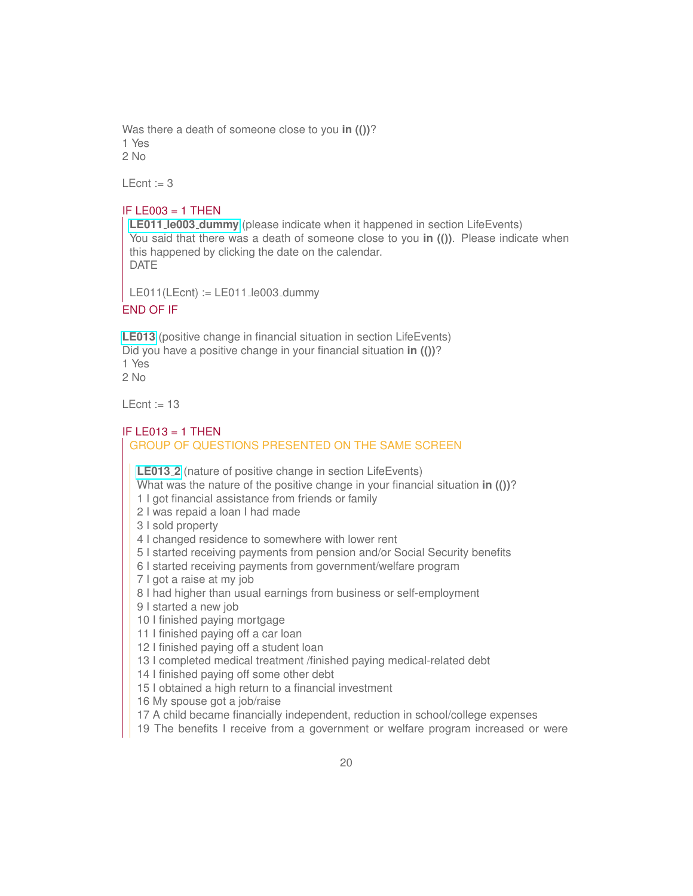Was there a death of someone close to you **in (())**?
1 Yes
2 No

LEcnt := 3

IF LE003 = 1 THEN

**LE011_le003_dummy** (please indicate when it happened in section LifeEvents)
You said that there was a death of someone close to you **in (())**. Please indicate when this happened by clicking the date on the calendar.
DATE

LE011(LEcnt) := LE011_le003_dummy

END OF IF

**LE013** (positive change in financial situation in section LifeEvents)
Did you have a positive change in your financial situation **in (())**?
1 Yes
2 No

LEcnt := 13

IF LE013 = 1 THEN

GROUP OF QUESTIONS PRESENTED ON THE SAME SCREEN

**LE013_2** (nature of positive change in section LifeEvents)
What was the nature of the positive change in your financial situation **in (())**?
1 I got financial assistance from friends or family
2 I was repaid a loan I had made
3 I sold property
4 I changed residence to somewhere with lower rent
5 I started receiving payments from pension and/or Social Security benefits
6 I started receiving payments from government/welfare program
7 I got a raise at my job
8 I had higher than usual earnings from business or self-employment
9 I started a new job
10 I finished paying mortgage
11 I finished paying off a car loan
12 I finished paying off a student loan
13 I completed medical treatment /finished paying medical-related debt
14 I finished paying off some other debt
15 I obtained a high return to a financial investment
16 My spouse got a job/raise
17 A child became financially independent, reduction in school/college expenses
19 The benefits I receive from a government or welfare program increased or were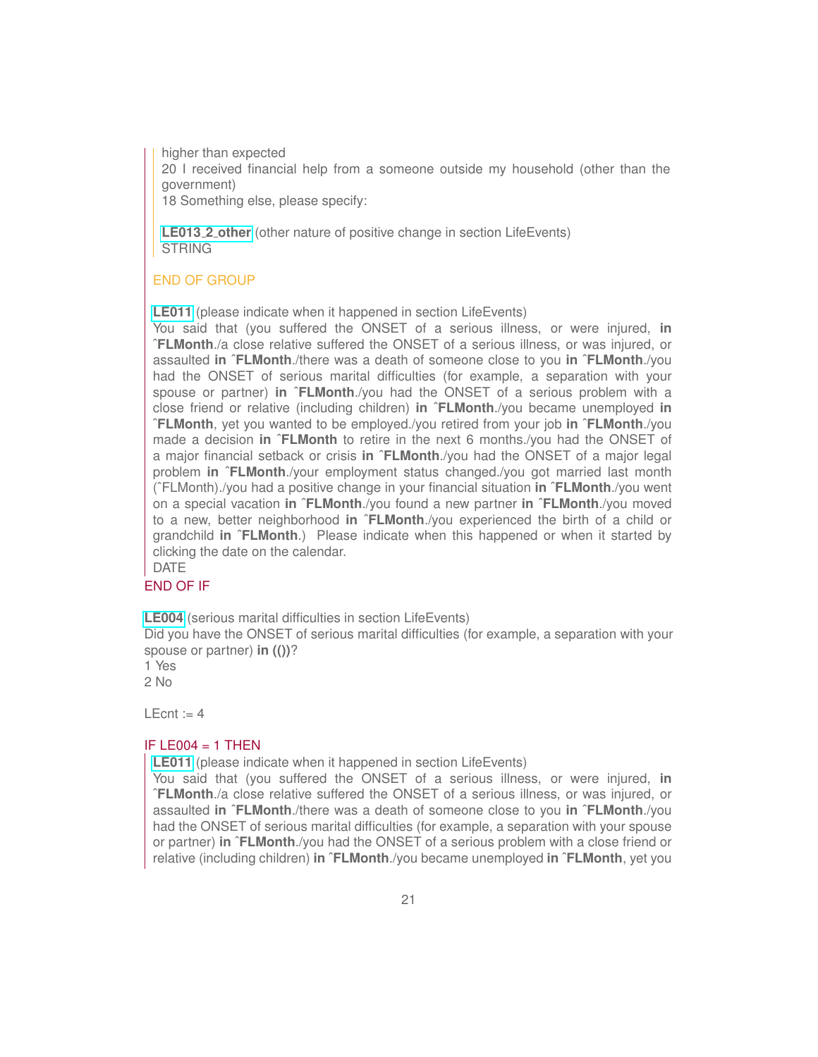higher than expected
20 I received financial help from a someone outside my household (other than the government)
18 Something else, please specify:

**LE013_2_other** (other nature of positive change in section LifeEvents)
STRING

END OF GROUP

**LE011** (please indicate when it happened in section LifeEvents)
You said that (you suffered the ONSET of a serious illness, or were injured, **in ˆFLMonth**./a close relative suffered the ONSET of a serious illness, or was injured, or assaulted **in ˆFLMonth**./there was a death of someone close to you **in ˆFLMonth**./you had the ONSET of serious marital difficulties (for example, a separation with your spouse or partner) **in ˆFLMonth**./you had the ONSET of a serious problem with a close friend or relative (including children) **in ˆFLMonth**./you became unemployed **in ˆFLMonth**, yet you wanted to be employed./you retired from your job **in ˆFLMonth**./you made a decision **in ˆFLMonth** to retire in the next 6 months./you had the ONSET of a major financial setback or crisis **in ˆFLMonth**./you had the ONSET of a major legal problem **in ˆFLMonth**./your employment status changed./you got married last month (ˆFLMonth)./you had a positive change in your financial situation **in ˆFLMonth**./you went on a special vacation **in ˆFLMonth**./you found a new partner **in ˆFLMonth**./you moved to a new, better neighborhood **in ˆFLMonth**./you experienced the birth of a child or grandchild **in ˆFLMonth**.) Please indicate when this happened or when it started by clicking the date on the calendar.
DATE

END OF IF

**LE004** (serious marital difficulties in section LifeEvents)
Did you have the ONSET of serious marital difficulties (for example, a separation with your spouse or partner) **in (())**?
1 Yes
2 No

LEcnt := 4

IF LE004 = 1 THEN

**LE011** (please indicate when it happened in section LifeEvents)
You said that (you suffered the ONSET of a serious illness, or were injured, **in ˆFLMonth**./a close relative suffered the ONSET of a serious illness, or was injured, or assaulted **in ˆFLMonth**./there was a death of someone close to you **in ˆFLMonth**./you had the ONSET of serious marital difficulties (for example, a separation with your spouse or partner) **in ˆFLMonth**./you had the ONSET of a serious problem with a close friend or relative (including children) **in ˆFLMonth**./you became unemployed **in ˆFLMonth**, yet you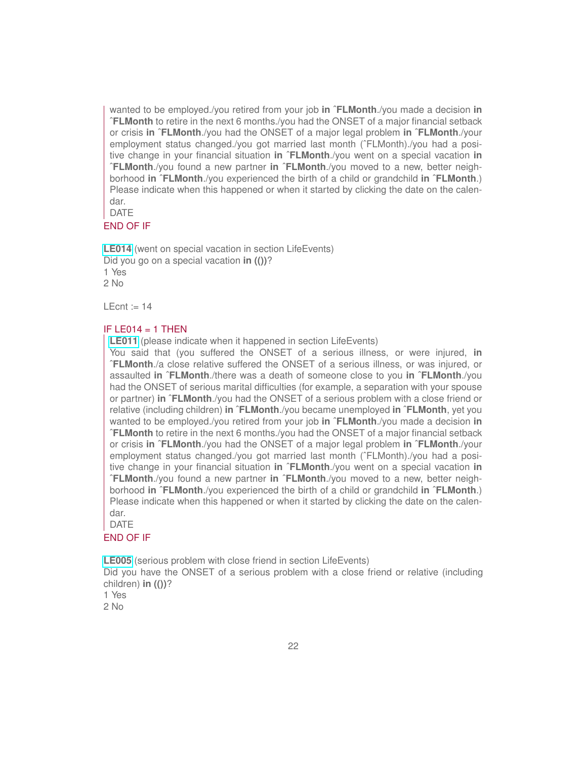wanted to be employed./you retired from your job **in ˆFLMonth**./you made a decision **in ˆFLMonth** to retire in the next 6 months./you had the ONSET of a major financial setback or crisis **in ˆFLMonth**./you had the ONSET of a major legal problem **in ˆFLMonth**./your employment status changed./you got married last month (ˆFLMonth)./you had a positive change in your financial situation **in ˆFLMonth**./you went on a special vacation **in ˆFLMonth**./you found a new partner **in ˆFLMonth**./you moved to a new, better neighborhood **in ˆFLMonth**./you experienced the birth of a child or grandchild **in ˆFLMonth**.)
Please indicate when this happened or when it started by clicking the date on the calendar.
DATE

END OF IF

**LE014** (went on special vacation in section LifeEvents)
Did you go on a special vacation **in (())**?
1 Yes
2 No

LEcnt := 14

IF LE014 = 1 THEN

**LE011** (please indicate when it happened in section LifeEvents)
You said that (you suffered the ONSET of a serious illness, or were injured, **in ˆFLMonth**./a close relative suffered the ONSET of a serious illness, or was injured, or assaulted **in ˆFLMonth**./there was a death of someone close to you **in ˆFLMonth**./you had the ONSET of serious marital difficulties (for example, a separation with your spouse or partner) **in ˆFLMonth**./you had the ONSET of a serious problem with a close friend or relative (including children) **in ˆFLMonth**./you became unemployed **in ˆFLMonth**, yet you wanted to be employed./you retired from your job **in ˆFLMonth**./you made a decision **in ˆFLMonth** to retire in the next 6 months./you had the ONSET of a major financial setback or crisis **in ˆFLMonth**./you had the ONSET of a major legal problem **in ˆFLMonth**./your employment status changed./you got married last month (ˆFLMonth)./you had a positive change in your financial situation **in ˆFLMonth**./you went on a special vacation **in ˆFLMonth**./you found a new partner **in ˆFLMonth**./you moved to a new, better neighborhood **in ˆFLMonth**./you experienced the birth of a child or grandchild **in ˆFLMonth**.)
Please indicate when this happened or when it started by clicking the date on the calendar.
DATE

END OF IF

**LE005** (serious problem with close friend in section LifeEvents)
Did you have the ONSET of a serious problem with a close friend or relative (including children) **in (())**?
1 Yes
2 No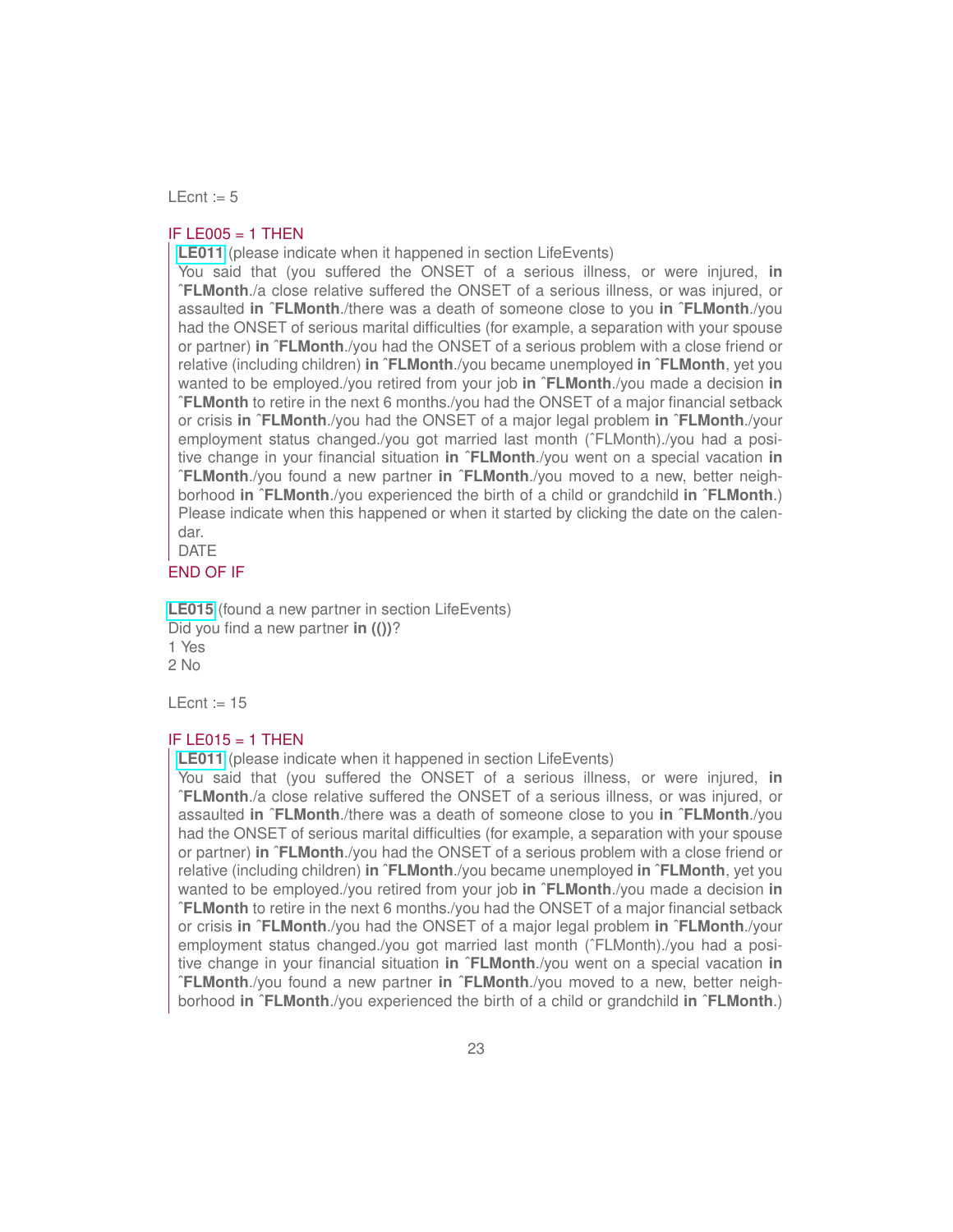LEcnt := 5

IF LE005 = 1 THEN

**LE011** (please indicate when it happened in section LifeEvents)
You said that (you suffered the ONSET of a serious illness, or were injured, **in ˆFLMonth**./a close relative suffered the ONSET of a serious illness, or was injured, or assaulted **in ˆFLMonth**./there was a death of someone close to you **in ˆFLMonth**./you had the ONSET of serious marital difficulties (for example, a separation with your spouse or partner) **in ˆFLMonth**./you had the ONSET of a serious problem with a close friend or relative (including children) **in ˆFLMonth**./you became unemployed **in ˆFLMonth**, yet you wanted to be employed./you retired from your job **in ˆFLMonth**./you made a decision **in ˆFLMonth** to retire in the next 6 months./you had the ONSET of a major financial setback or crisis **in ˆFLMonth**./you had the ONSET of a major legal problem **in ˆFLMonth**./your employment status changed./you got married last month (ˆFLMonth)./you had a positive change in your financial situation **in ˆFLMonth**./you went on a special vacation **in ˆFLMonth**./you found a new partner **in ˆFLMonth**./you moved to a new, better neighborhood **in ˆFLMonth**./you experienced the birth of a child or grandchild **in ˆFLMonth**.)
Please indicate when this happened or when it started by clicking the date on the calendar.
DATE

END OF IF

**LE015** (found a new partner in section LifeEvents)
Did you find a new partner **in (())**?
1 Yes
2 No

LEcnt := 15

IF LE015 = 1 THEN

**LE011** (please indicate when it happened in section LifeEvents)
You said that (you suffered the ONSET of a serious illness, or were injured, **in ˆFLMonth**./a close relative suffered the ONSET of a serious illness, or was injured, or assaulted **in ˆFLMonth**./there was a death of someone close to you **in ˆFLMonth**./you had the ONSET of serious marital difficulties (for example, a separation with your spouse or partner) **in ˆFLMonth**./you had the ONSET of a serious problem with a close friend or relative (including children) **in ˆFLMonth**./you became unemployed **in ˆFLMonth**, yet you wanted to be employed./you retired from your job **in ˆFLMonth**./you made a decision **in ˆFLMonth** to retire in the next 6 months./you had the ONSET of a major financial setback or crisis **in ˆFLMonth**./you had the ONSET of a major legal problem **in ˆFLMonth**./your employment status changed./you got married last month (ˆFLMonth)./you had a positive change in your financial situation **in ˆFLMonth**./you went on a special vacation **in ˆFLMonth**./you found a new partner **in ˆFLMonth**./you moved to a new, better neighborhood **in ˆFLMonth**./you experienced the birth of a child or grandchild **in ˆFLMonth**.)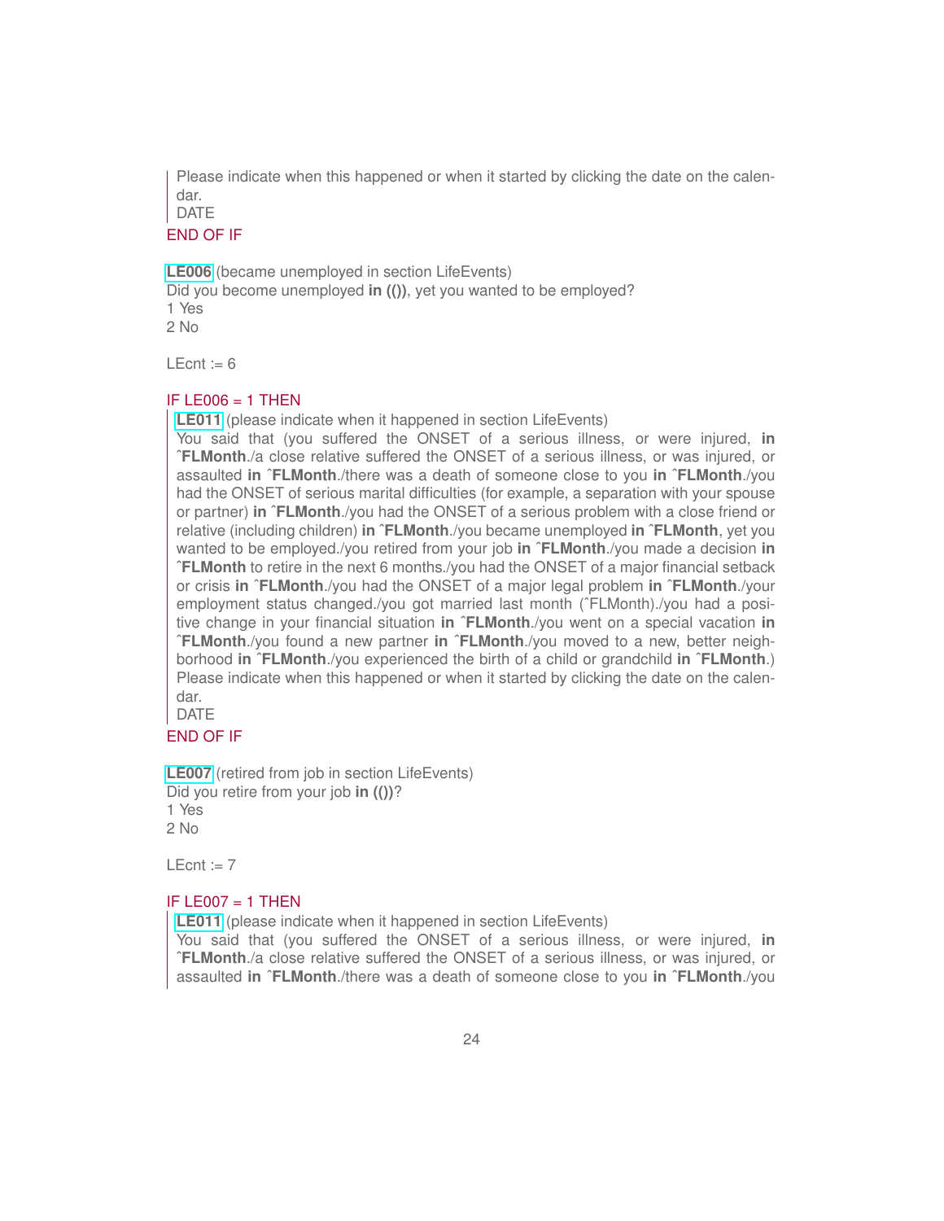Please indicate when this happened or when it started by clicking the date on the calendar.
DATE

END OF IF

**LE006** (became unemployed in section LifeEvents)
Did you become unemployed **in (())**, yet you wanted to be employed?
1 Yes
2 No

LEcnt := 6

IF LE006 = 1 THEN

**LE011** (please indicate when it happened in section LifeEvents)
You said that (you suffered the ONSET of a serious illness, or were injured, **in ˆFLMonth**./a close relative suffered the ONSET of a serious illness, or was injured, or assaulted **in ˆFLMonth**./there was a death of someone close to you **in ˆFLMonth**./you had the ONSET of serious marital difficulties (for example, a separation with your spouse or partner) **in ˆFLMonth**./you had the ONSET of a serious problem with a close friend or relative (including children) **in ˆFLMonth**./you became unemployed **in ˆFLMonth**, yet you wanted to be employed./you retired from your job **in ˆFLMonth**./you made a decision **in ˆFLMonth** to retire in the next 6 months./you had the ONSET of a major financial setback or crisis **in ˆFLMonth**./you had the ONSET of a major legal problem **in ˆFLMonth**./your employment status changed./you got married last month (ˆFLMonth)./you had a positive change in your financial situation **in ˆFLMonth**./you went on a special vacation **in ˆFLMonth**./you found a new partner **in ˆFLMonth**./you moved to a new, better neighborhood **in ˆFLMonth**./you experienced the birth of a child or grandchild **in ˆFLMonth**.)
Please indicate when this happened or when it started by clicking the date on the calendar.
DATE

END OF IF

**LE007** (retired from job in section LifeEvents)
Did you retire from your job **in (())**?
1 Yes
2 No

LEcnt := 7

IF LE007 = 1 THEN

**LE011** (please indicate when it happened in section LifeEvents)
You said that (you suffered the ONSET of a serious illness, or were injured, **in ˆFLMonth**./a close relative suffered the ONSET of a serious illness, or was injured, or assaulted **in ˆFLMonth**./there was a death of someone close to you **in ˆFLMonth**./you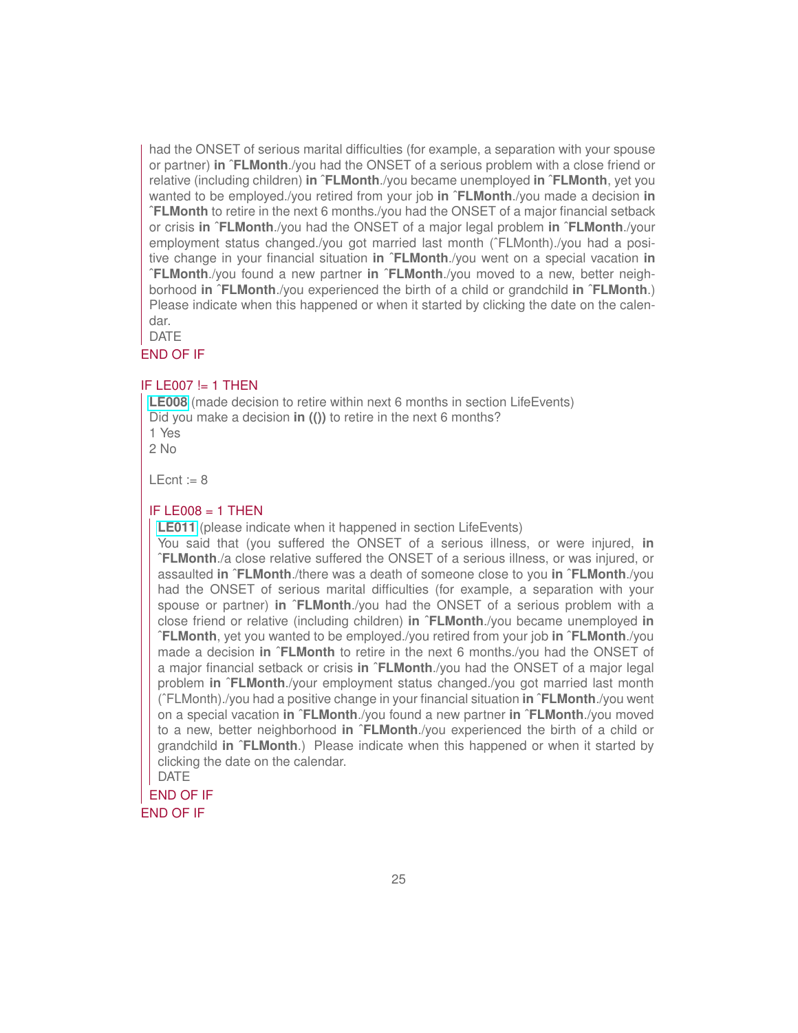had the ONSET of serious marital difficulties (for example, a separation with your spouse or partner) **in ˆFLMonth**./you had the ONSET of a serious problem with a close friend or relative (including children) **in ˆFLMonth**./you became unemployed **in ˆFLMonth**, yet you wanted to be employed./you retired from your job **in ˆFLMonth**./you made a decision **in ˆFLMonth** to retire in the next 6 months./you had the ONSET of a major financial setback or crisis **in ˆFLMonth**./you had the ONSET of a major legal problem **in ˆFLMonth**./your employment status changed./you got married last month (ˆFLMonth)./you had a positive change in your financial situation **in ˆFLMonth**./you went on a special vacation **in ˆFLMonth**./you found a new partner **in ˆFLMonth**./you moved to a new, better neighborhood **in ˆFLMonth**./you experienced the birth of a child or grandchild **in ˆFLMonth**.)
Please indicate when this happened or when it started by clicking the date on the calendar.
DATE

END OF IF

IF LE007 != 1 THEN

**LE008** (made decision to retire within next 6 months in section LifeEvents)
Did you make a decision **in (())** to retire in the next 6 months?
1 Yes
2 No

LEcnt := 8

IF LE008 = 1 THEN

**LE011** (please indicate when it happened in section LifeEvents)
You said that (you suffered the ONSET of a serious illness, or were injured, **in ˆFLMonth**./a close relative suffered the ONSET of a serious illness, or was injured, or assaulted **in ˆFLMonth**./there was a death of someone close to you **in ˆFLMonth**./you had the ONSET of serious marital difficulties (for example, a separation with your spouse or partner) **in ˆFLMonth**./you had the ONSET of a serious problem with a close friend or relative (including children) **in ˆFLMonth**./you became unemployed **in ˆFLMonth**, yet you wanted to be employed./you retired from your job **in ˆFLMonth**./you made a decision **in ˆFLMonth** to retire in the next 6 months./you had the ONSET of a major financial setback or crisis **in ˆFLMonth**./you had the ONSET of a major legal problem **in ˆFLMonth**./your employment status changed./you got married last month (ˆFLMonth)./you had a positive change in your financial situation **in ˆFLMonth**./you went on a special vacation **in ˆFLMonth**./you found a new partner **in ˆFLMonth**./you moved to a new, better neighborhood **in ˆFLMonth**./you experienced the birth of a child or grandchild **in ˆFLMonth**.) Please indicate when this happened or when it started by clicking the date on the calendar.
DATE

END OF IF

END OF IF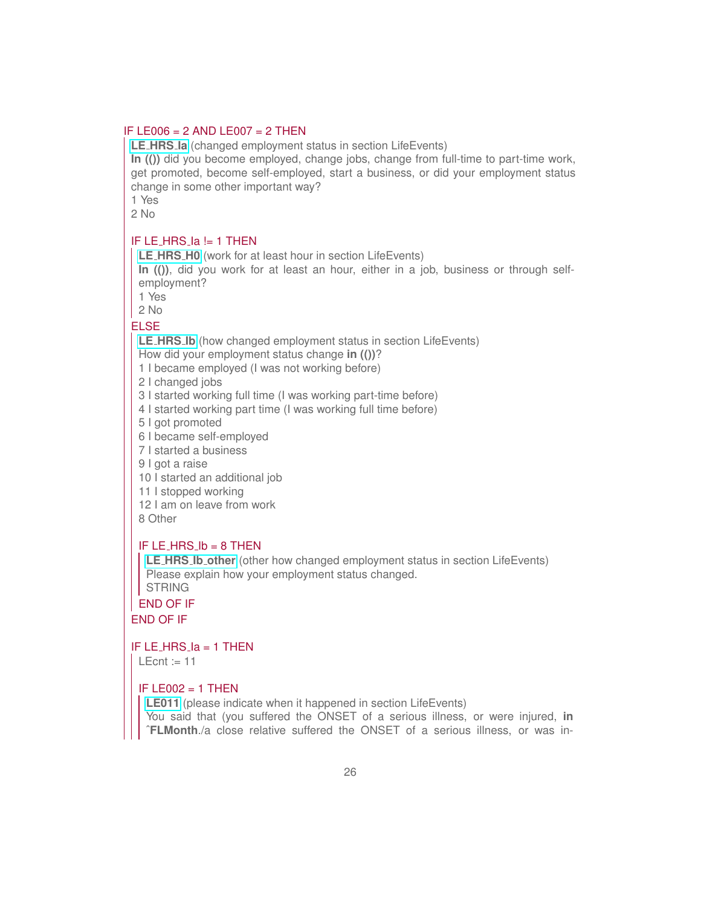IF LE006 = 2 AND LE007 = 2 THEN

**LE_HRS_Ia** (changed employment status in section LifeEvents)
**In (())** did you become employed, change jobs, change from full-time to part-time work, get promoted, become self-employed, start a business, or did your employment status change in some other important way?
1 Yes
2 No

IF LE_HRS_Ia != 1 THEN

**LE_HRS_H0** (work for at least hour in section LifeEvents)
**In (())**, did you work for at least an hour, either in a job, business or through self-employment?
1 Yes
2 No

ELSE

**LE_HRS_Ib** (how changed employment status in section LifeEvents)
How did your employment status change **in (())**?
1 I became employed (I was not working before)
2 I changed jobs
3 I started working full time (I was working part-time before)
4 I started working part time (I was working full time before)
5 I got promoted
6 I became self-employed
7 I started a business
9 I got a raise
10 I started an additional job
11 I stopped working
12 I am on leave from work
8 Other

IF LE_HRS_Ib = 8 THEN

**LE_HRS_Ib_other** (other how changed employment status in section LifeEvents)
Please explain how your employment status changed.
STRING

END OF IF

END OF IF

IF LE_HRS_Ia = 1 THEN

LEcnt := 11

IF LE002 = 1 THEN

**LE011** (please indicate when it happened in section LifeEvents)
You said that (you suffered the ONSET of a serious illness, or were injured, **in ^FLMonth**./a close relative suffered the ONSET of a serious illness, or was in-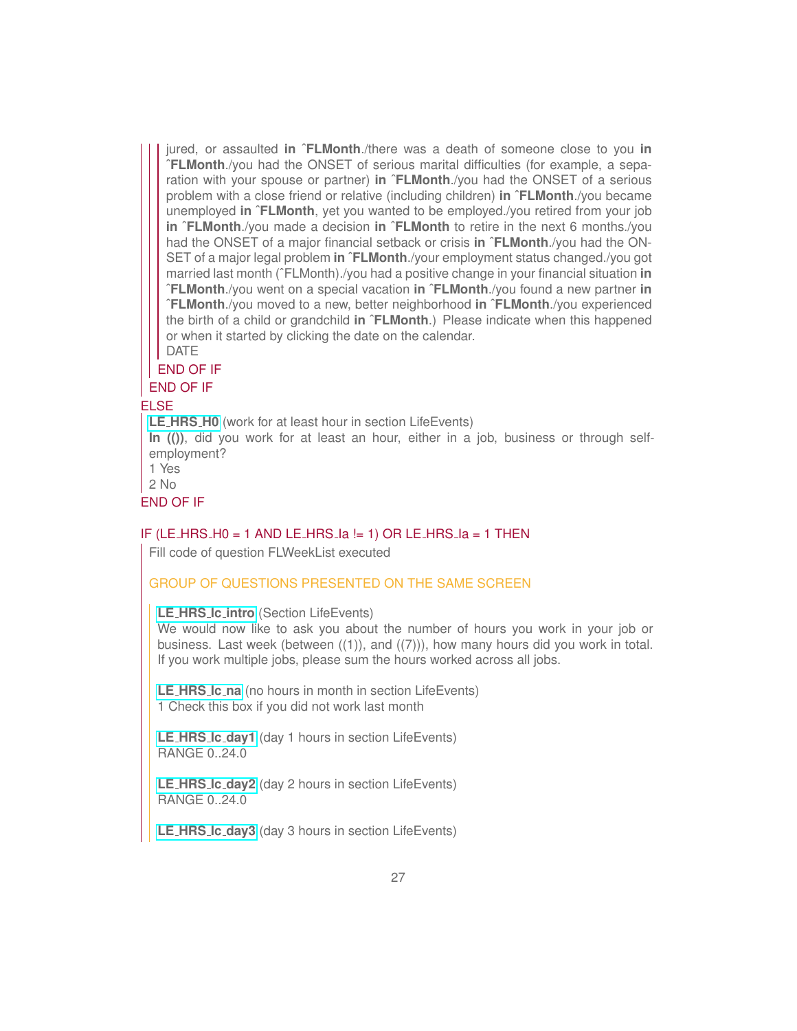jured, or assaulted **in ˆFLMonth**./there was a death of someone close to you **in ˆFLMonth**./you had the ONSET of serious marital difficulties (for example, a separation with your spouse or partner) **in ˆFLMonth**./you had the ONSET of a serious problem with a close friend or relative (including children) **in ˆFLMonth**./you became unemployed **in ˆFLMonth**, yet you wanted to be employed./you retired from your job **in ˆFLMonth**./you made a decision **in ˆFLMonth** to retire in the next 6 months./you had the ONSET of a major financial setback or crisis **in ˆFLMonth**./you had the ONSET of a major legal problem **in ˆFLMonth**./your employment status changed./you got married last month (ˆFLMonth)./you had a positive change in your financial situation **in ˆFLMonth**./you went on a special vacation **in ˆFLMonth**./you found a new partner **in ˆFLMonth**./you moved to a new, better neighborhood **in ˆFLMonth**./you experienced the birth of a child or grandchild **in ˆFLMonth**.) Please indicate when this happened or when it started by clicking the date on the calendar.
DATE

END OF IF

END OF IF

ELSE

**LE_HRS_H0** (work for at least hour in section LifeEvents)
**In (())**, did you work for at least an hour, either in a job, business or through self-employment?
1 Yes
2 No

END OF IF

IF (LE_HRS_H0 = 1 AND LE_HRS_Ia != 1) OR LE_HRS_Ia = 1 THEN

Fill code of question FLWeekList executed

GROUP OF QUESTIONS PRESENTED ON THE SAME SCREEN

**LE_HRS_Ic_intro** (Section LifeEvents)
We would now like to ask you about the number of hours you work in your job or business. Last week (between ((1)), and ((7))), how many hours did you work in total. If you work multiple jobs, please sum the hours worked across all jobs.

**LE_HRS_Ic_na** (no hours in month in section LifeEvents)
1 Check this box if you did not work last month

**LE_HRS_Ic_day1** (day 1 hours in section LifeEvents)
RANGE 0..24.0

**LE_HRS_Ic_day2** (day 2 hours in section LifeEvents)
RANGE 0..24.0

**LE_HRS_Ic_day3** (day 3 hours in section LifeEvents)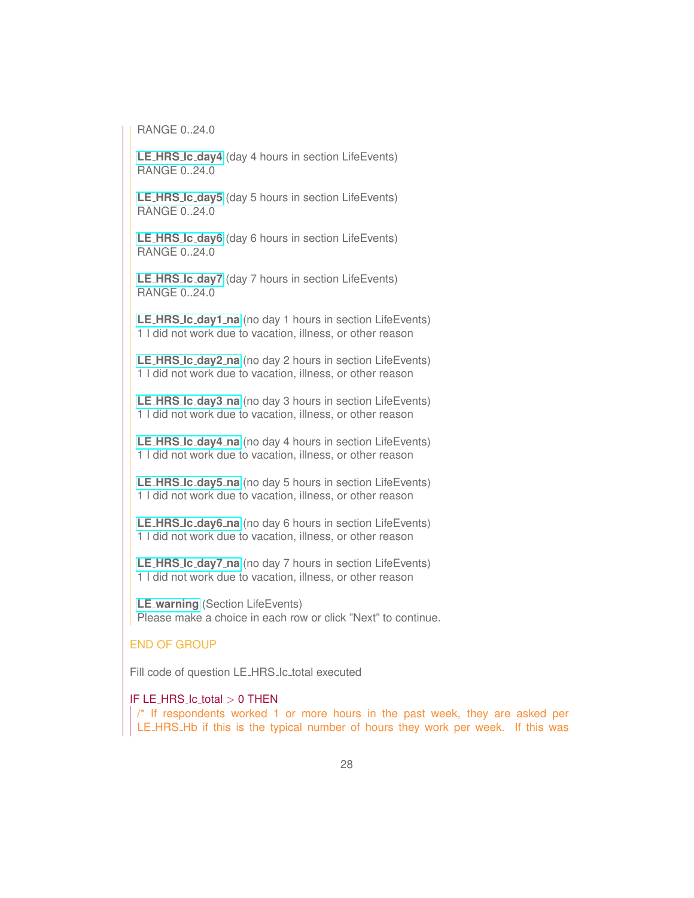RANGE 0..24.0

**LE_HRS_lc_day4** (day 4 hours in section LifeEvents)
RANGE 0..24.0

**LE_HRS_lc_day5** (day 5 hours in section LifeEvents)
RANGE 0..24.0

**LE_HRS_lc_day6** (day 6 hours in section LifeEvents)
RANGE 0..24.0

**LE_HRS_lc_day7** (day 7 hours in section LifeEvents)
RANGE 0..24.0

**LE_HRS_lc_day1_na** (no day 1 hours in section LifeEvents)
1 I did not work due to vacation, illness, or other reason

**LE_HRS_lc_day2_na** (no day 2 hours in section LifeEvents)
1 I did not work due to vacation, illness, or other reason

**LE_HRS_lc_day3_na** (no day 3 hours in section LifeEvents)
1 I did not work due to vacation, illness, or other reason

**LE_HRS_lc_day4_na** (no day 4 hours in section LifeEvents)
1 I did not work due to vacation, illness, or other reason

**LE_HRS_lc_day5_na** (no day 5 hours in section LifeEvents)
1 I did not work due to vacation, illness, or other reason

**LE_HRS_lc_day6_na** (no day 6 hours in section LifeEvents)
1 I did not work due to vacation, illness, or other reason

**LE_HRS_lc_day7_na** (no day 7 hours in section LifeEvents)
1 I did not work due to vacation, illness, or other reason

**LE_warning** (Section LifeEvents)
Please make a choice in each row or click "Next" to continue.

END OF GROUP

Fill code of question LE_HRS_lc_total executed

IF LE_HRS_lc_total > 0 THEN

/* If respondents worked 1 or more hours in the past week, they are asked per LE_HRS_Hb if this is the typical number of hours they work per week. If this was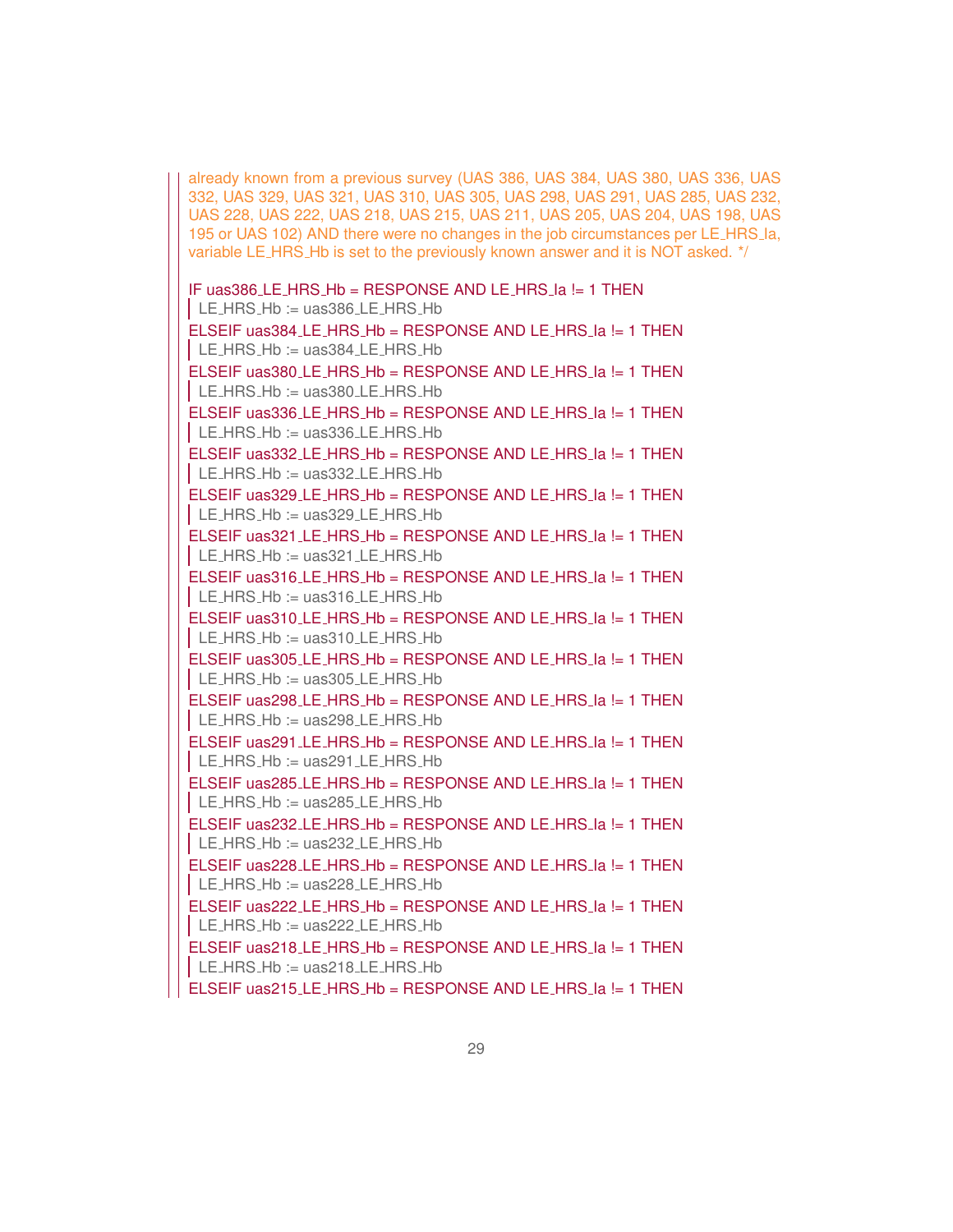```
already known from a previous survey (UAS 386, UAS 384, UAS 380, UAS 336, UAS
332, UAS 329, UAS 321, UAS 310, UAS 305, UAS 298, UAS 291, UAS 285, UAS 232,
UAS 228, UAS 222, UAS 218, UAS 215, UAS 211, UAS 205, UAS 204, UAS 198, UAS
195 or UAS 102) AND there were no changes in the job circumstances per LE_HRS_Ia,
variable LE_HRS_Hb is set to the previously known answer and it is NOT asked. */

IF uas386_LE_HRS_Hb = RESPONSE AND LE_HRS_Ia != 1 THEN
  LE_HRS_Hb := uas386_LE_HRS_Hb
ELSEIF uas384_LE_HRS_Hb = RESPONSE AND LE_HRS_Ia != 1 THEN
  LE_HRS_Hb := uas384_LE_HRS_Hb
ELSEIF uas380_LE_HRS_Hb = RESPONSE AND LE_HRS_Ia != 1 THEN
  LE_HRS_Hb := uas380_LE_HRS_Hb
ELSEIF uas336_LE_HRS_Hb = RESPONSE AND LE_HRS_Ia != 1 THEN
  LE_HRS_Hb := uas336_LE_HRS_Hb
ELSEIF uas332_LE_HRS_Hb = RESPONSE AND LE_HRS_Ia != 1 THEN
  LE_HRS_Hb := uas332_LE_HRS_Hb
ELSEIF uas329_LE_HRS_Hb = RESPONSE AND LE_HRS_Ia != 1 THEN
  LE_HRS_Hb := uas329_LE_HRS_Hb
ELSEIF uas321_LE_HRS_Hb = RESPONSE AND LE_HRS_Ia != 1 THEN
  LE_HRS_Hb := uas321_LE_HRS_Hb
ELSEIF uas316_LE_HRS_Hb = RESPONSE AND LE_HRS_Ia != 1 THEN
  LE_HRS_Hb := uas316_LE_HRS_Hb
ELSEIF uas310_LE_HRS_Hb = RESPONSE AND LE_HRS_Ia != 1 THEN
  LE_HRS_Hb := uas310_LE_HRS_Hb
ELSEIF uas305_LE_HRS_Hb = RESPONSE AND LE_HRS_Ia != 1 THEN
  LE_HRS_Hb := uas305_LE_HRS_Hb
ELSEIF uas298_LE_HRS_Hb = RESPONSE AND LE_HRS_Ia != 1 THEN
  LE_HRS_Hb := uas298_LE_HRS_Hb
ELSEIF uas291_LE_HRS_Hb = RESPONSE AND LE_HRS_Ia != 1 THEN
  LE_HRS_Hb := uas291_LE_HRS_Hb
ELSEIF uas285_LE_HRS_Hb = RESPONSE AND LE_HRS_Ia != 1 THEN
  LE_HRS_Hb := uas285_LE_HRS_Hb
ELSEIF uas232_LE_HRS_Hb = RESPONSE AND LE_HRS_Ia != 1 THEN
  LE_HRS_Hb := uas232_LE_HRS_Hb
ELSEIF uas228_LE_HRS_Hb = RESPONSE AND LE_HRS_Ia != 1 THEN
  LE_HRS_Hb := uas228_LE_HRS_Hb
ELSEIF uas222_LE_HRS_Hb = RESPONSE AND LE_HRS_Ia != 1 THEN
  LE_HRS_Hb := uas222_LE_HRS_Hb
ELSEIF uas218_LE_HRS_Hb = RESPONSE AND LE_HRS_Ia != 1 THEN
  LE_HRS_Hb := uas218_LE_HRS_Hb
ELSEIF uas215_LE_HRS_Hb = RESPONSE AND LE_HRS_Ia != 1 THEN
```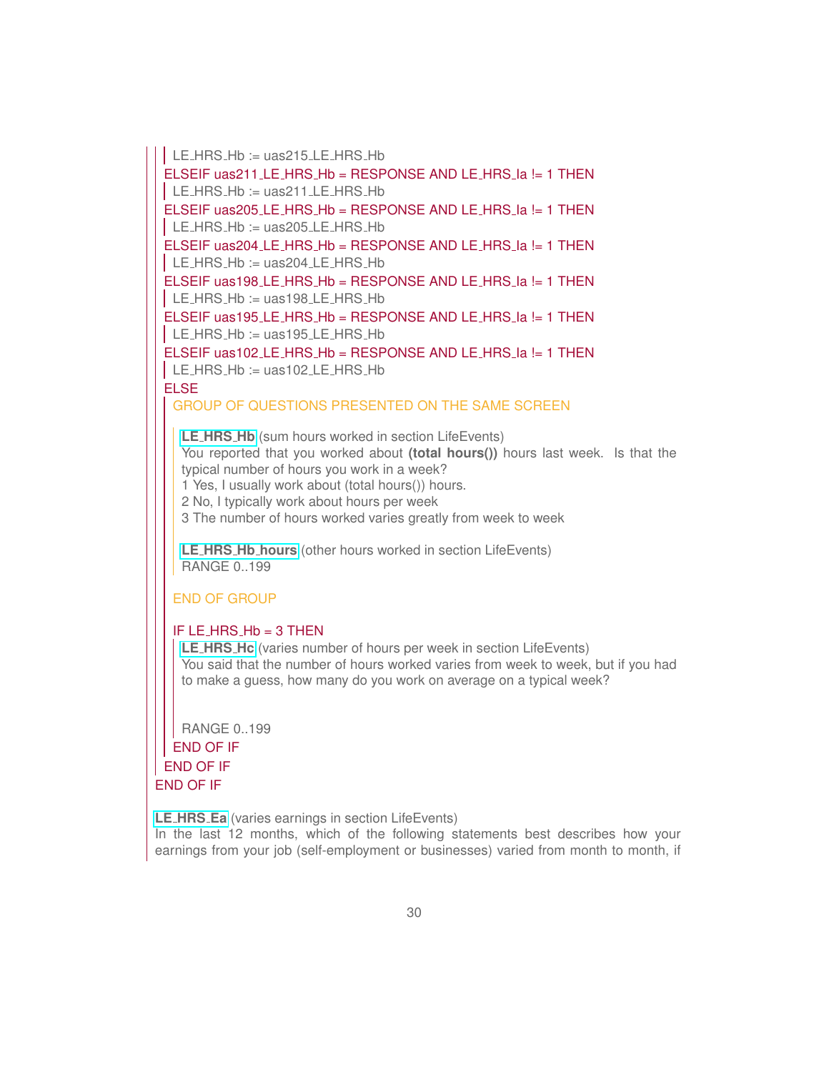LE_HRS_Hb := uas215_LE_HRS_Hb

ELSEIF uas211_LE_HRS_Hb = RESPONSE AND LE_HRS_Ia != 1 THEN

LE_HRS_Hb := uas211_LE_HRS_Hb

ELSEIF uas205_LE_HRS_Hb = RESPONSE AND LE_HRS_Ia != 1 THEN

LE_HRS_Hb := uas205_LE_HRS_Hb

ELSEIF uas204_LE_HRS_Hb = RESPONSE AND LE_HRS_Ia != 1 THEN

LE_HRS_Hb := uas204_LE_HRS_Hb

ELSEIF uas198_LE_HRS_Hb = RESPONSE AND LE_HRS_Ia != 1 THEN

LE_HRS_Hb := uas198_LE_HRS_Hb

ELSEIF uas195_LE_HRS_Hb = RESPONSE AND LE_HRS_Ia != 1 THEN

LE_HRS_Hb := uas195_LE_HRS_Hb

ELSEIF uas102_LE_HRS_Hb = RESPONSE AND LE_HRS_Ia != 1 THEN

LE_HRS_Hb := uas102_LE_HRS_Hb

ELSE

GROUP OF QUESTIONS PRESENTED ON THE SAME SCREEN

**LE_HRS_Hb** (sum hours worked in section LifeEvents)
You reported that you worked about **(total hours())** hours last week. Is that the typical number of hours you work in a week?
1 Yes, I usually work about (total hours()) hours.
2 No, I typically work about hours per week
3 The number of hours worked varies greatly from week to week

**LE_HRS_Hb_hours** (other hours worked in section LifeEvents)
RANGE 0..199

END OF GROUP

IF LE_HRS_Hb = 3 THEN

**LE_HRS_Hc** (varies number of hours per week in section LifeEvents)
You said that the number of hours worked varies from week to week, but if you had to make a guess, how many do you work on average on a typical week?

RANGE 0..199

END OF IF

END OF IF

END OF IF

**LE_HRS_Ea** (varies earnings in section LifeEvents)
In the last 12 months, which of the following statements best describes how your earnings from your job (self-employment or businesses) varied from month to month, if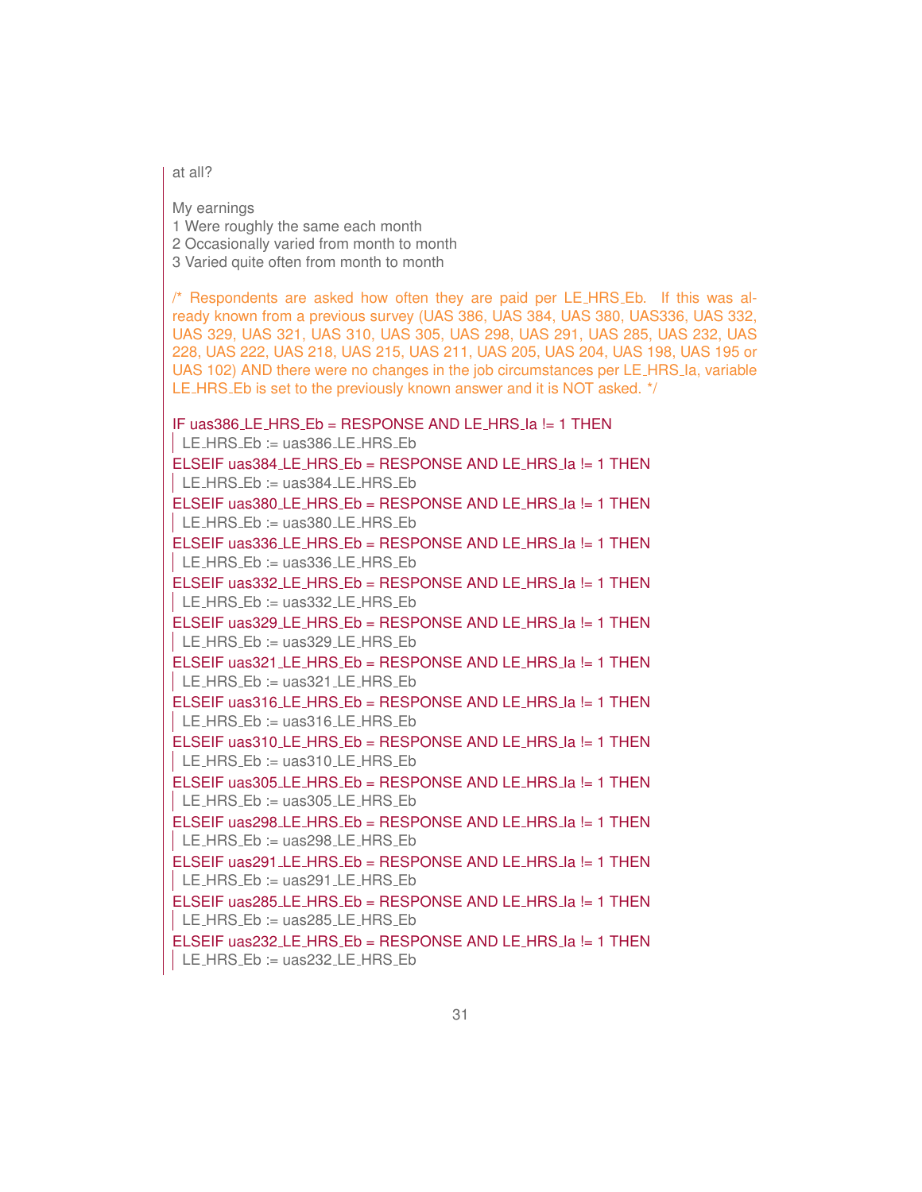at all?

My earnings
1 Were roughly the same each month
2 Occasionally varied from month to month
3 Varied quite often from month to month

/* Respondents are asked how often they are paid per LE_HRS_Eb. If this was already known from a previous survey (UAS 386, UAS 384, UAS 380, UAS336, UAS 332, UAS 329, UAS 321, UAS 310, UAS 305, UAS 298, UAS 291, UAS 285, UAS 232, UAS 228, UAS 222, UAS 218, UAS 215, UAS 211, UAS 205, UAS 204, UAS 198, UAS 195 or UAS 102) AND there were no changes in the job circumstances per LE_HRS_Ia, variable LE_HRS_Eb is set to the previously known answer and it is NOT asked. */

```
IF uas386_LE_HRS_Eb = RESPONSE AND LE_HRS_Ia != 1 THEN
  LE_HRS_Eb := uas386_LE_HRS_Eb
ELSEIF uas384_LE_HRS_Eb = RESPONSE AND LE_HRS_Ia != 1 THEN
  LE_HRS_Eb := uas384_LE_HRS_Eb
ELSEIF uas380_LE_HRS_Eb = RESPONSE AND LE_HRS_Ia != 1 THEN
  LE_HRS_Eb := uas380_LE_HRS_Eb
ELSEIF uas336_LE_HRS_Eb = RESPONSE AND LE_HRS_Ia != 1 THEN
  LE_HRS_Eb := uas336_LE_HRS_Eb
ELSEIF uas332_LE_HRS_Eb = RESPONSE AND LE_HRS_Ia != 1 THEN
  LE_HRS_Eb := uas332_LE_HRS_Eb
ELSEIF uas329_LE_HRS_Eb = RESPONSE AND LE_HRS_Ia != 1 THEN
  LE_HRS_Eb := uas329_LE_HRS_Eb
ELSEIF uas321_LE_HRS_Eb = RESPONSE AND LE_HRS_Ia != 1 THEN
  LE_HRS_Eb := uas321_LE_HRS_Eb
ELSEIF uas316_LE_HRS_Eb = RESPONSE AND LE_HRS_Ia != 1 THEN
  LE_HRS_Eb := uas316_LE_HRS_Eb
ELSEIF uas310_LE_HRS_Eb = RESPONSE AND LE_HRS_Ia != 1 THEN
  LE_HRS_Eb := uas310_LE_HRS_Eb
ELSEIF uas305_LE_HRS_Eb = RESPONSE AND LE_HRS_Ia != 1 THEN
  LE_HRS_Eb := uas305_LE_HRS_Eb
ELSEIF uas298_LE_HRS_Eb = RESPONSE AND LE_HRS_Ia != 1 THEN
  LE_HRS_Eb := uas298_LE_HRS_Eb
ELSEIF uas291_LE_HRS_Eb = RESPONSE AND LE_HRS_Ia != 1 THEN
  LE_HRS_Eb := uas291_LE_HRS_Eb
ELSEIF uas285_LE_HRS_Eb = RESPONSE AND LE_HRS_Ia != 1 THEN
  LE_HRS_Eb := uas285_LE_HRS_Eb
ELSEIF uas232_LE_HRS_Eb = RESPONSE AND LE_HRS_Ia != 1 THEN
  LE_HRS_Eb := uas232_LE_HRS_Eb
```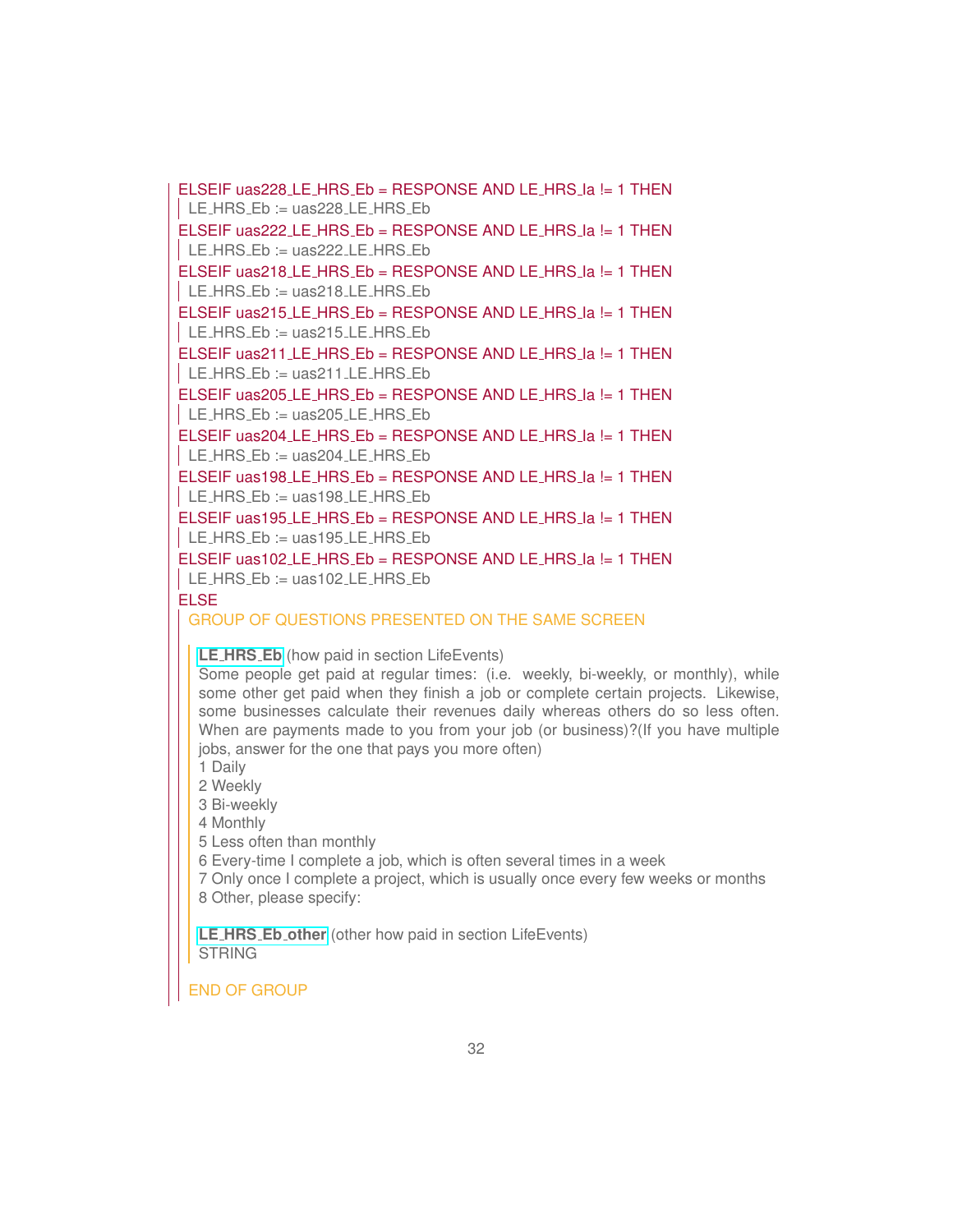ELSEIF uas228_LE_HRS_Eb = RESPONSE AND LE_HRS_Ia != 1 THEN
  LE_HRS_Eb := uas228_LE_HRS_Eb
ELSEIF uas222_LE_HRS_Eb = RESPONSE AND LE_HRS_Ia != 1 THEN
  LE_HRS_Eb := uas222_LE_HRS_Eb
ELSEIF uas218_LE_HRS_Eb = RESPONSE AND LE_HRS_Ia != 1 THEN
  LE_HRS_Eb := uas218_LE_HRS_Eb
ELSEIF uas215_LE_HRS_Eb = RESPONSE AND LE_HRS_Ia != 1 THEN
  LE_HRS_Eb := uas215_LE_HRS_Eb
ELSEIF uas211_LE_HRS_Eb = RESPONSE AND LE_HRS_Ia != 1 THEN
  LE_HRS_Eb := uas211_LE_HRS_Eb
ELSEIF uas205_LE_HRS_Eb = RESPONSE AND LE_HRS_Ia != 1 THEN
  LE_HRS_Eb := uas205_LE_HRS_Eb
ELSEIF uas204_LE_HRS_Eb = RESPONSE AND LE_HRS_Ia != 1 THEN
  LE_HRS_Eb := uas204_LE_HRS_Eb
ELSEIF uas198_LE_HRS_Eb = RESPONSE AND LE_HRS_Ia != 1 THEN
  LE_HRS_Eb := uas198_LE_HRS_Eb
ELSEIF uas195_LE_HRS_Eb = RESPONSE AND LE_HRS_Ia != 1 THEN
  LE_HRS_Eb := uas195_LE_HRS_Eb
ELSEIF uas102_LE_HRS_Eb = RESPONSE AND LE_HRS_Ia != 1 THEN
  LE_HRS_Eb := uas102_LE_HRS_Eb
ELSE

GROUP OF QUESTIONS PRESENTED ON THE SAME SCREEN

**LE_HRS_Eb** (how paid in section LifeEvents)
Some people get paid at regular times: (i.e. weekly, bi-weekly, or monthly), while some other get paid when they finish a job or complete certain projects. Likewise, some businesses calculate their revenues daily whereas others do so less often. When are payments made to you from your job (or business)?(If you have multiple jobs, answer for the one that pays you more often)
1 Daily
2 Weekly
3 Bi-weekly
4 Monthly
5 Less often than monthly
6 Every-time I complete a job, which is often several times in a week
7 Only once I complete a project, which is usually once every few weeks or months
8 Other, please specify:

**LE_HRS_Eb_other** (other how paid in section LifeEvents)
STRING

END OF GROUP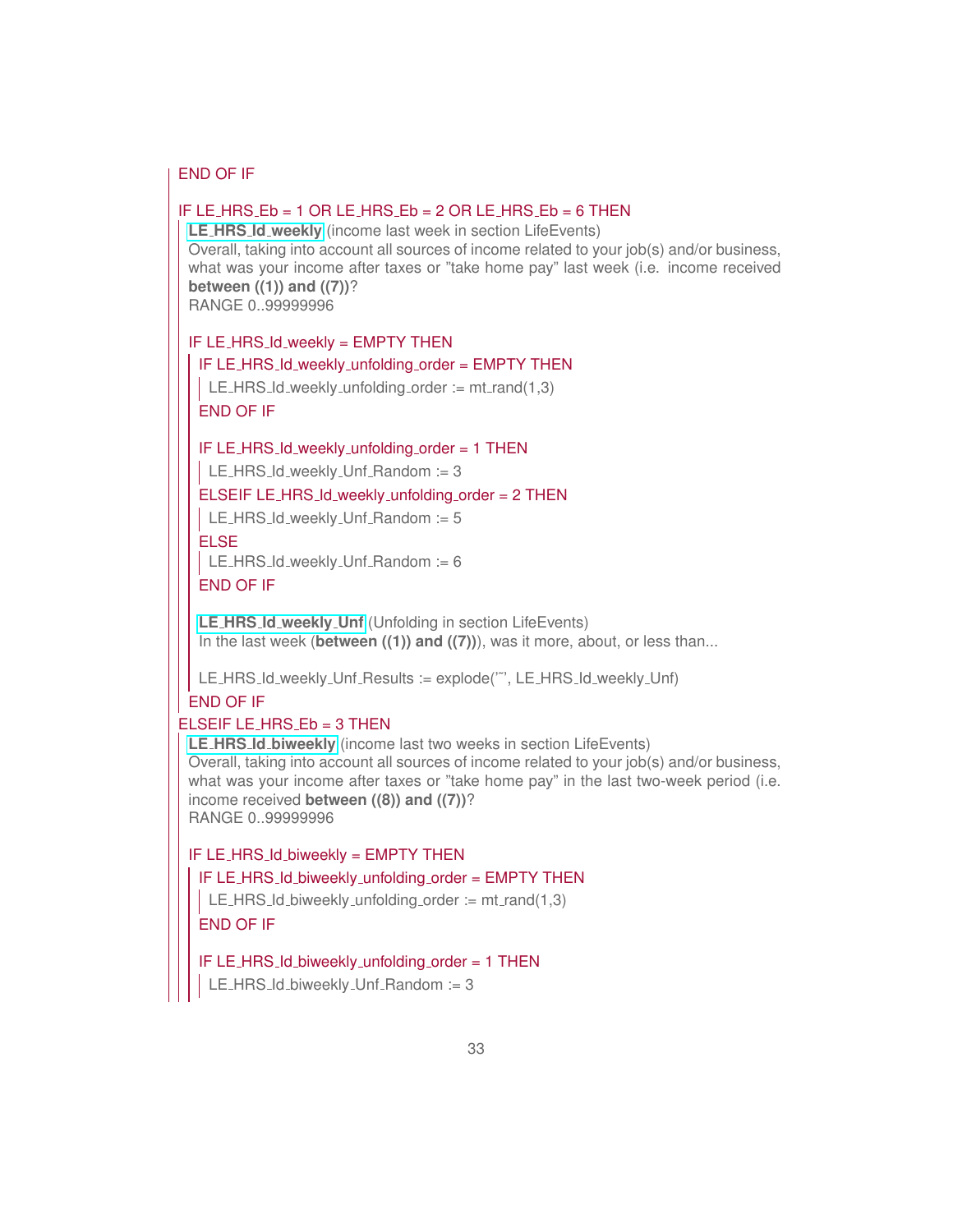END OF IF

IF LE_HRS_Eb = 1 OR LE_HRS_Eb = 2 OR LE_HRS_Eb = 6 THEN

**LE_HRS_Id_weekly** (income last week in section LifeEvents)
Overall, taking into account all sources of income related to your job(s) and/or business, what was your income after taxes or "take home pay" last week (i.e. income received **between ((1)) and ((7))**?
RANGE 0..99999996

IF LE_HRS_Id_weekly = EMPTY THEN

IF LE_HRS_Id_weekly_unfolding_order = EMPTY THEN

LE_HRS_Id_weekly_unfolding_order := mt_rand(1,3)

END OF IF

IF LE_HRS_Id_weekly_unfolding_order = 1 THEN

LE_HRS_Id_weekly_Unf_Random := 3

ELSEIF LE_HRS_Id_weekly_unfolding_order = 2 THEN

LE_HRS_Id_weekly_Unf_Random := 5

ELSE

LE_HRS_Id_weekly_Unf_Random := 6

END OF IF

**LE_HRS_Id_weekly_Unf** (Unfolding in section LifeEvents)
In the last week (**between ((1)) and ((7))**), was it more, about, or less than...

LE_HRS_Id_weekly_Unf_Results := explode('~', LE_HRS_Id_weekly_Unf)

END OF IF

ELSEIF LE_HRS_Eb = 3 THEN

**LE_HRS_Id_biweekly** (income last two weeks in section LifeEvents)
Overall, taking into account all sources of income related to your job(s) and/or business, what was your income after taxes or "take home pay" in the last two-week period (i.e. income received **between ((8)) and ((7))**?
RANGE 0..99999996

IF LE_HRS_Id_biweekly = EMPTY THEN

IF LE_HRS_Id_biweekly_unfolding_order = EMPTY THEN

LE_HRS_Id_biweekly_unfolding_order := mt_rand(1,3)

END OF IF

IF LE_HRS_Id_biweekly_unfolding_order = 1 THEN

LE_HRS_Id_biweekly_Unf_Random := 3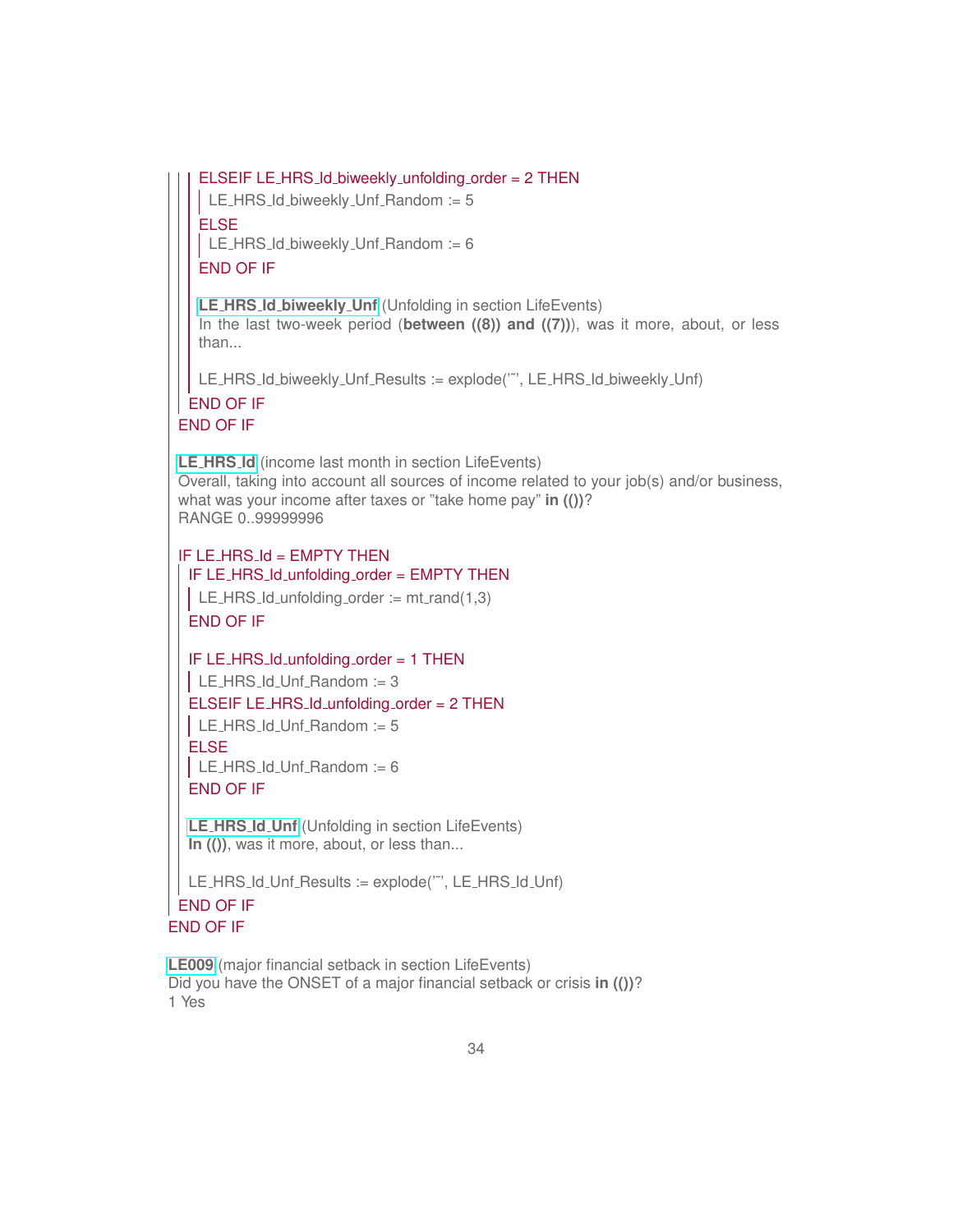```
ELSEIF LE_HRS_Id_biweekly_unfolding_order = 2 THEN
    LE_HRS_Id_biweekly_Unf_Random := 5
ELSE
    LE_HRS_Id_biweekly_Unf_Random := 6
END OF IF
```

**LE_HRS_Id_biweekly_Unf** (Unfolding in section LifeEvents)
In the last two-week period (**between ((8)) and ((7))**), was it more, about, or less than...

```
LE_HRS_Id_biweekly_Unf_Results := explode('˜', LE_HRS_Id_biweekly_Unf)
    END OF IF
END OF IF
```

**LE_HRS_Id** (income last month in section LifeEvents)
Overall, taking into account all sources of income related to your job(s) and/or business, what was your income after taxes or "take home pay" **in (())**?
RANGE 0..99999996

```
IF LE_HRS_Id = EMPTY THEN
    IF LE_HRS_Id_unfolding_order = EMPTY THEN
        LE_HRS_Id_unfolding_order := mt_rand(1,3)
    END OF IF

    IF LE_HRS_Id_unfolding_order = 1 THEN
        LE_HRS_Id_Unf_Random := 3
    ELSEIF LE_HRS_Id_unfolding_order = 2 THEN
        LE_HRS_Id_Unf_Random := 5
    ELSE
        LE_HRS_Id_Unf_Random := 6
    END OF IF
```

**LE_HRS_Id_Unf** (Unfolding in section LifeEvents)
**In (())**, was it more, about, or less than...

```
    LE_HRS_Id_Unf_Results := explode('˜', LE_HRS_Id_Unf)
    END OF IF
END OF IF
```

**LE009** (major financial setback in section LifeEvents)
Did you have the ONSET of a major financial setback or crisis **in (())**?
1 Yes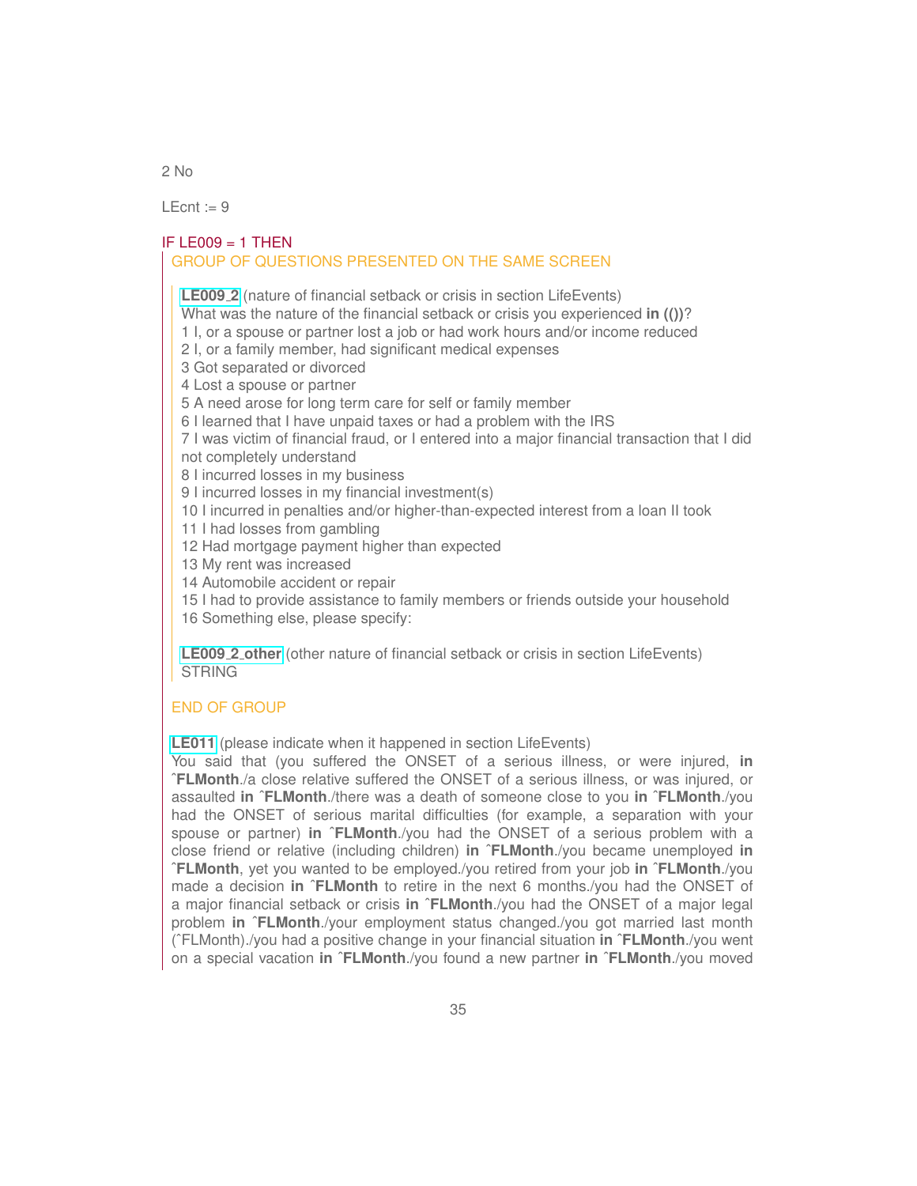2 No

LEcnt := 9

IF LE009 = 1 THEN

GROUP OF QUESTIONS PRESENTED ON THE SAME SCREEN

**LE009_2** (nature of financial setback or crisis in section LifeEvents)
What was the nature of the financial setback or crisis you experienced **in (())**?
1 I, or a spouse or partner lost a job or had work hours and/or income reduced
2 I, or a family member, had significant medical expenses
3 Got separated or divorced
4 Lost a spouse or partner
5 A need arose for long term care for self or family member
6 I learned that I have unpaid taxes or had a problem with the IRS
7 I was victim of financial fraud, or I entered into a major financial transaction that I did not completely understand
8 I incurred losses in my business
9 I incurred losses in my financial investment(s)
10 I incurred in penalties and/or higher-than-expected interest from a loan II took
11 I had losses from gambling
12 Had mortgage payment higher than expected
13 My rent was increased
14 Automobile accident or repair
15 I had to provide assistance to family members or friends outside your household
16 Something else, please specify:

**LE009_2_other** (other nature of financial setback or crisis in section LifeEvents)
STRING

END OF GROUP

**LE011** (please indicate when it happened in section LifeEvents)
You said that (you suffered the ONSET of a serious illness, or were injured, **in ˆFLMonth**./a close relative suffered the ONSET of a serious illness, or was injured, or assaulted **in ˆFLMonth**./there was a death of someone close to you **in ˆFLMonth**./you had the ONSET of serious marital difficulties (for example, a separation with your spouse or partner) **in ˆFLMonth**./you had the ONSET of a serious problem with a close friend or relative (including children) **in ˆFLMonth**./you became unemployed **in ˆFLMonth**, yet you wanted to be employed./you retired from your job **in ˆFLMonth**./you made a decision **in ˆFLMonth** to retire in the next 6 months./you had the ONSET of a major financial setback or crisis **in ˆFLMonth**./you had the ONSET of a major legal problem **in ˆFLMonth**./your employment status changed./you got married last month (ˆFLMonth)./you had a positive change in your financial situation **in ˆFLMonth**./you went on a special vacation **in ˆFLMonth**./you found a new partner **in ˆFLMonth**./you moved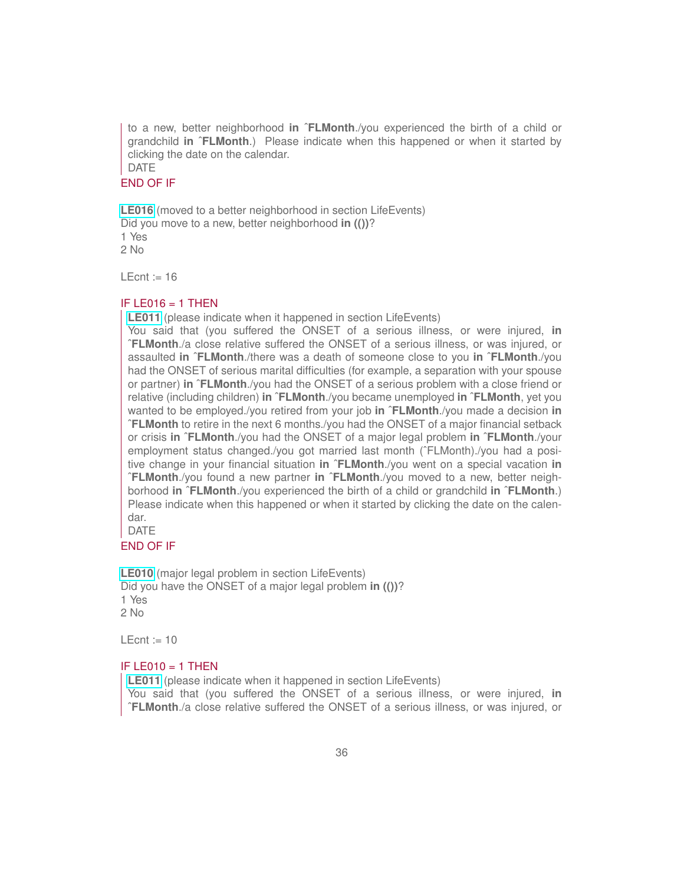to a new, better neighborhood **in** ˆ**FLMonth**./you experienced the birth of a child or grandchild **in** ˆ**FLMonth**.) Please indicate when this happened or when it started by clicking the date on the calendar.
DATE

END OF IF

**LE016** (moved to a better neighborhood in section LifeEvents)
Did you move to a new, better neighborhood **in (())**?
1 Yes
2 No

LEcnt := 16

IF LE016 = 1 THEN

**LE011** (please indicate when it happened in section LifeEvents)
You said that (you suffered the ONSET of a serious illness, or were injured, **in** ˆ**FLMonth**./a close relative suffered the ONSET of a serious illness, or was injured, or assaulted **in** ˆ**FLMonth**./there was a death of someone close to you **in** ˆ**FLMonth**./you had the ONSET of serious marital difficulties (for example, a separation with your spouse or partner) **in** ˆ**FLMonth**./you had the ONSET of a serious problem with a close friend or relative (including children) **in** ˆ**FLMonth**./you became unemployed **in** ˆ**FLMonth**, yet you wanted to be employed./you retired from your job **in** ˆ**FLMonth**./you made a decision **in** ˆ**FLMonth** to retire in the next 6 months./you had the ONSET of a major financial setback or crisis **in** ˆ**FLMonth**./you had the ONSET of a major legal problem **in** ˆ**FLMonth**./your employment status changed./you got married last month (ˆFLMonth)./you had a positive change in your financial situation **in** ˆ**FLMonth**./you went on a special vacation **in** ˆ**FLMonth**./you found a new partner **in** ˆ**FLMonth**./you moved to a new, better neighborhood **in** ˆ**FLMonth**./you experienced the birth of a child or grandchild **in** ˆ**FLMonth**.) Please indicate when this happened or when it started by clicking the date on the calendar.
DATE

END OF IF

**LE010** (major legal problem in section LifeEvents)
Did you have the ONSET of a major legal problem **in (())**?
1 Yes
2 No

LEcnt := 10

IF LE010 = 1 THEN

**LE011** (please indicate when it happened in section LifeEvents)
You said that (you suffered the ONSET of a serious illness, or were injured, **in** ˆ**FLMonth**./a close relative suffered the ONSET of a serious illness, or was injured, or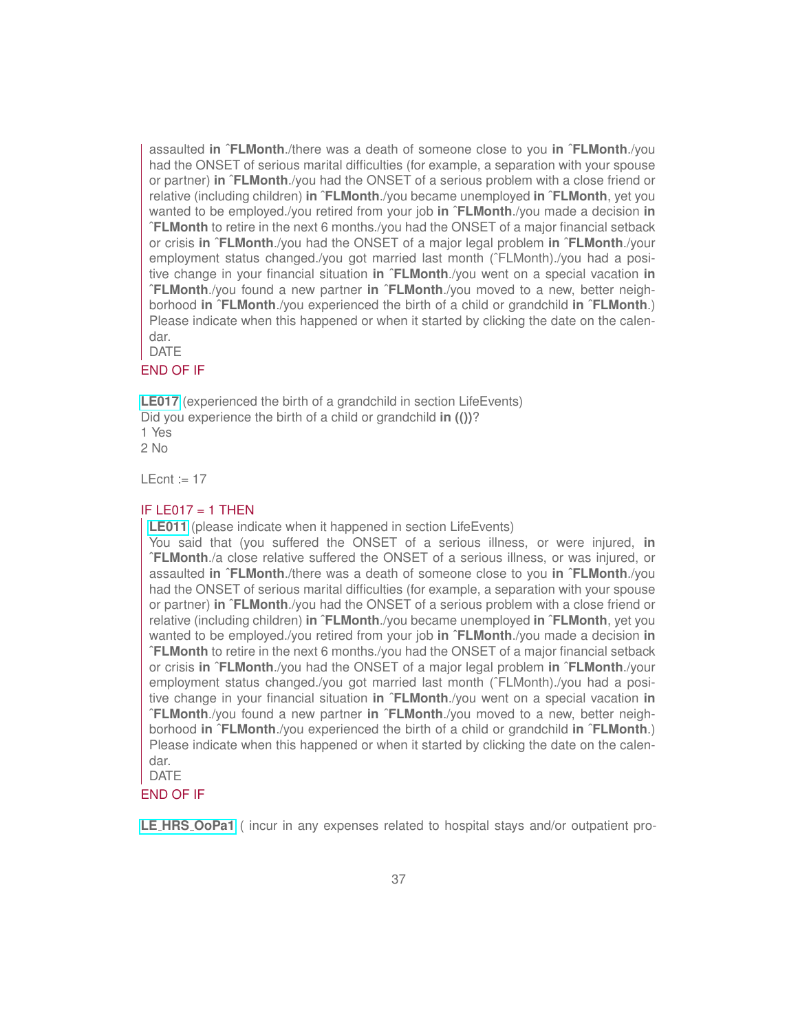assaulted **in** ˆ**FLMonth**./there was a death of someone close to you **in** ˆ**FLMonth**./you had the ONSET of serious marital difficulties (for example, a separation with your spouse or partner) **in** ˆ**FLMonth**./you had the ONSET of a serious problem with a close friend or relative (including children) **in** ˆ**FLMonth**./you became unemployed **in** ˆ**FLMonth**, yet you wanted to be employed./you retired from your job **in** ˆ**FLMonth**./you made a decision **in** ˆ**FLMonth** to retire in the next 6 months./you had the ONSET of a major financial setback or crisis **in** ˆ**FLMonth**./you had the ONSET of a major legal problem **in** ˆ**FLMonth**./your employment status changed./you got married last month (ˆFLMonth)./you had a positive change in your financial situation **in** ˆ**FLMonth**./you went on a special vacation **in** ˆ**FLMonth**./you found a new partner **in** ˆ**FLMonth**./you moved to a new, better neighborhood **in** ˆ**FLMonth**./you experienced the birth of a child or grandchild **in** ˆ**FLMonth**.)
Please indicate when this happened or when it started by clicking the date on the calendar.
DATE

END OF IF

**LE017** (experienced the birth of a grandchild in section LifeEvents)
Did you experience the birth of a child or grandchild **in (())**?
1 Yes
2 No

LEcnt := 17

IF LE017 = 1 THEN

**LE011** (please indicate when it happened in section LifeEvents)
You said that (you suffered the ONSET of a serious illness, or were injured, **in** ˆ**FLMonth**./a close relative suffered the ONSET of a serious illness, or was injured, or assaulted **in** ˆ**FLMonth**./there was a death of someone close to you **in** ˆ**FLMonth**./you had the ONSET of serious marital difficulties (for example, a separation with your spouse or partner) **in** ˆ**FLMonth**./you had the ONSET of a serious problem with a close friend or relative (including children) **in** ˆ**FLMonth**./you became unemployed **in** ˆ**FLMonth**, yet you wanted to be employed./you retired from your job **in** ˆ**FLMonth**./you made a decision **in** ˆ**FLMonth** to retire in the next 6 months./you had the ONSET of a major financial setback or crisis **in** ˆ**FLMonth**./you had the ONSET of a major legal problem **in** ˆ**FLMonth**./your employment status changed./you got married last month (ˆFLMonth)./you had a positive change in your financial situation **in** ˆ**FLMonth**./you went on a special vacation **in** ˆ**FLMonth**./you found a new partner **in** ˆ**FLMonth**./you moved to a new, better neighborhood **in** ˆ**FLMonth**./you experienced the birth of a child or grandchild **in** ˆ**FLMonth**.)
Please indicate when this happened or when it started by clicking the date on the calendar.
DATE

END OF IF

**LE_HRS_OoPa1** ( incur in any expenses related to hospital stays and/or outpatient pro-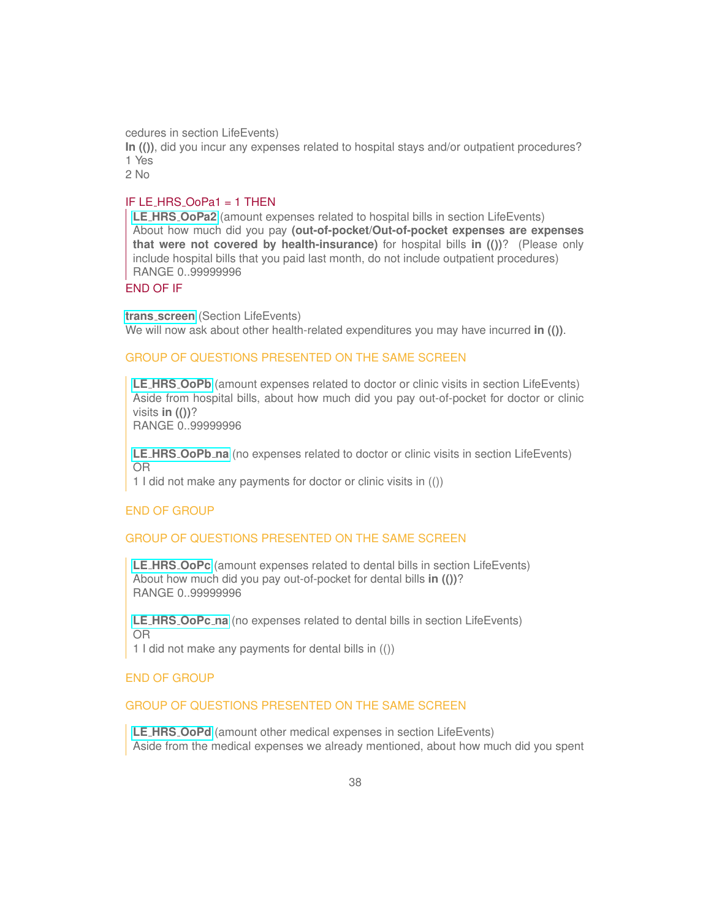cedures in section LifeEvents)
**In (())**, did you incur any expenses related to hospital stays and/or outpatient procedures?
1 Yes
2 No

IF LE_HRS_OoPa1 = 1 THEN

> **LE_HRS_OoPa2** (amount expenses related to hospital bills in section LifeEvents)
> About how much did you pay **(out-of-pocket/Out-of-pocket expenses are expenses that were not covered by health-insurance)** for hospital bills **in (())**? (Please only include hospital bills that you paid last month, do not include outpatient procedures)
> RANGE 0..99999996

END OF IF

**trans_screen** (Section LifeEvents)
We will now ask about other health-related expenditures you may have incurred **in (())**.

GROUP OF QUESTIONS PRESENTED ON THE SAME SCREEN

> **LE_HRS_OoPb** (amount expenses related to doctor or clinic visits in section LifeEvents)
> Aside from hospital bills, about how much did you pay out-of-pocket for doctor or clinic visits **in (())**?
> RANGE 0..99999996
>
> **LE_HRS_OoPb_na** (no expenses related to doctor or clinic visits in section LifeEvents)
> OR
> 1 I did not make any payments for doctor or clinic visits in (())

END OF GROUP

GROUP OF QUESTIONS PRESENTED ON THE SAME SCREEN

> **LE_HRS_OoPc** (amount expenses related to dental bills in section LifeEvents)
> About how much did you pay out-of-pocket for dental bills **in (())**?
> RANGE 0..99999996
>
> **LE_HRS_OoPc_na** (no expenses related to dental bills in section LifeEvents)
> OR
> 1 I did not make any payments for dental bills in (())

END OF GROUP

GROUP OF QUESTIONS PRESENTED ON THE SAME SCREEN

> **LE_HRS_OoPd** (amount other medical expenses in section LifeEvents)
> Aside from the medical expenses we already mentioned, about how much did you spent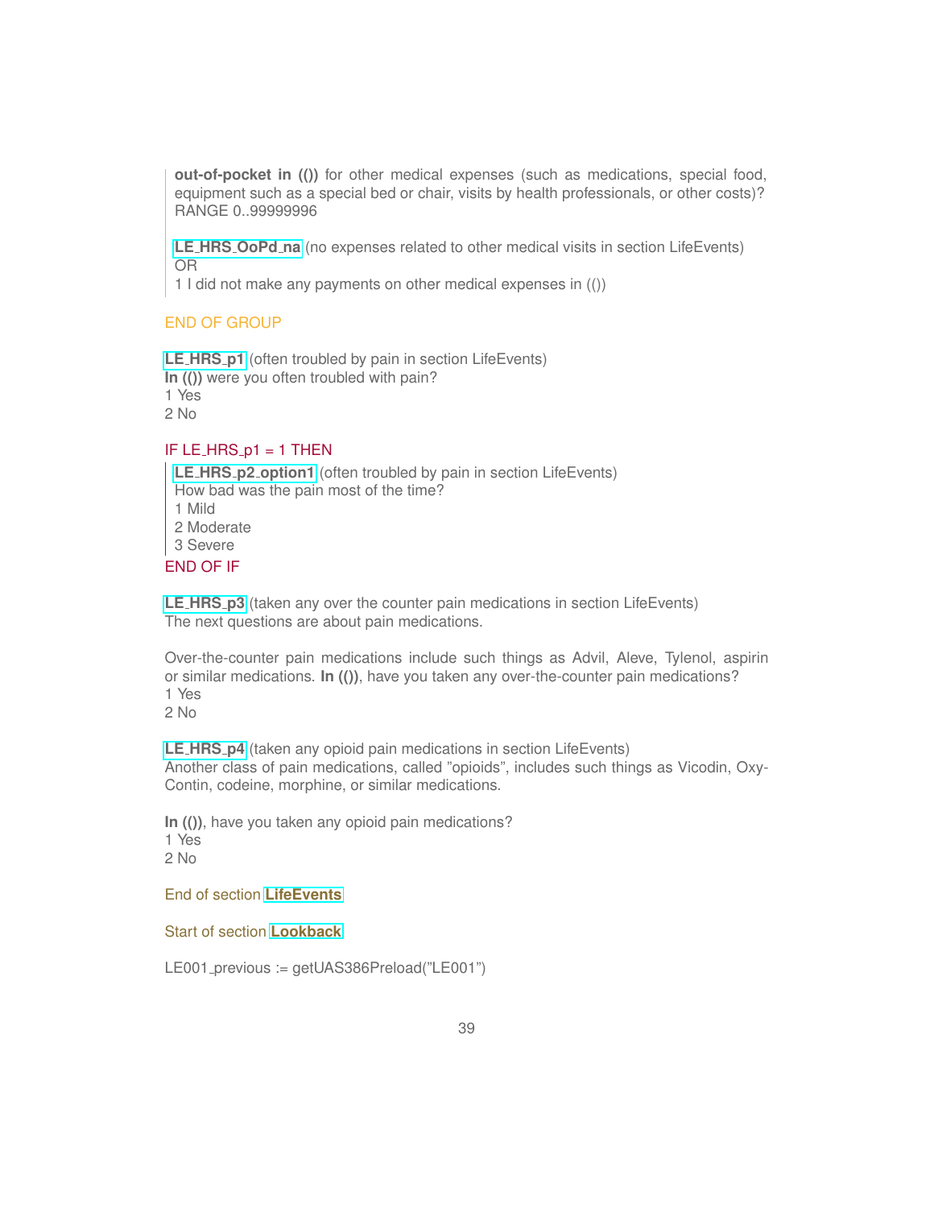**out-of-pocket in (())** for other medical expenses (such as medications, special food, equipment such as a special bed or chair, visits by health professionals, or other costs)?
RANGE 0..99999996

**LE_HRS_OoPd_na** (no expenses related to other medical visits in section LifeEvents)
OR
1 I did not make any payments on other medical expenses in (())

END OF GROUP

**LE_HRS_p1** (often troubled by pain in section LifeEvents)
**In (())** were you often troubled with pain?
1 Yes
2 No

IF LE_HRS_p1 = 1 THEN

**LE_HRS_p2_option1** (often troubled by pain in section LifeEvents)
How bad was the pain most of the time?
1 Mild
2 Moderate
3 Severe

END OF IF

**LE_HRS_p3** (taken any over the counter pain medications in section LifeEvents)
The next questions are about pain medications.

Over-the-counter pain medications include such things as Advil, Aleve, Tylenol, aspirin or similar medications. **In (())**, have you taken any over-the-counter pain medications?
1 Yes
2 No

**LE_HRS_p4** (taken any opioid pain medications in section LifeEvents)
Another class of pain medications, called "opioids", includes such things as Vicodin, Oxy-Contin, codeine, morphine, or similar medications.

**In (())**, have you taken any opioid pain medications?
1 Yes
2 No

End of section **LifeEvents**

Start of section **Lookback**

LE001_previous := getUAS386Preload("LE001")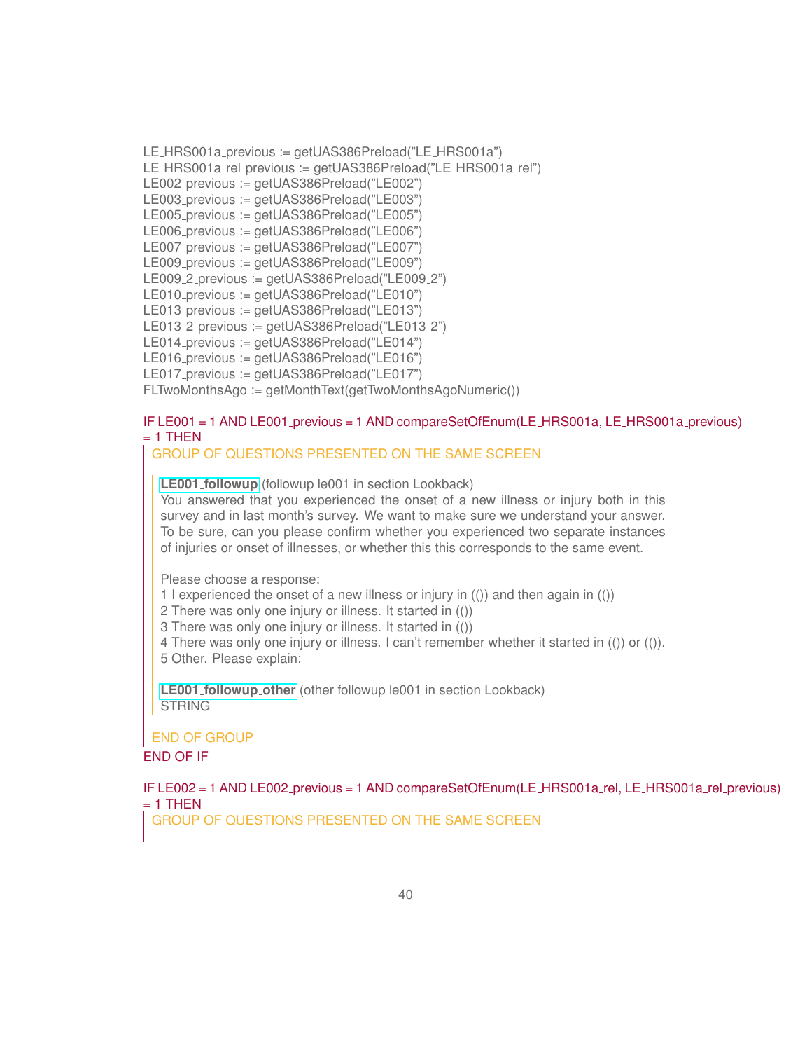LE_HRS001a_previous := getUAS386Preload("LE_HRS001a")
LE_HRS001a_rel_previous := getUAS386Preload("LE_HRS001a_rel")
LE002_previous := getUAS386Preload("LE002")
LE003_previous := getUAS386Preload("LE003")
LE005_previous := getUAS386Preload("LE005")
LE006_previous := getUAS386Preload("LE006")
LE007_previous := getUAS386Preload("LE007")
LE009_previous := getUAS386Preload("LE009")
LE009_2_previous := getUAS386Preload("LE009_2")
LE010_previous := getUAS386Preload("LE010")
LE013_previous := getUAS386Preload("LE013")
LE013_2_previous := getUAS386Preload("LE013_2")
LE014_previous := getUAS386Preload("LE014")
LE016_previous := getUAS386Preload("LE016")
LE017_previous := getUAS386Preload("LE017")
FLTwoMonthsAgo := getMonthText(getTwoMonthsAgoNumeric())

IF LE001 = 1 AND LE001_previous = 1 AND compareSetOfEnum(LE_HRS001a, LE_HRS001a_previous) = 1 THEN

GROUP OF QUESTIONS PRESENTED ON THE SAME SCREEN

**LE001_followup** (followup le001 in section Lookback)
You answered that you experienced the onset of a new illness or injury both in this survey and in last month's survey. We want to make sure we understand your answer. To be sure, can you please confirm whether you experienced two separate instances of injuries or onset of illnesses, or whether this this corresponds to the same event.

Please choose a response:
1 I experienced the onset of a new illness or injury in (()) and then again in (())
2 There was only one injury or illness. It started in (())
3 There was only one injury or illness. It started in (())
4 There was only one injury or illness. I can't remember whether it started in (()) or (()).
5 Other. Please explain:

**LE001_followup_other** (other followup le001 in section Lookback)
STRING

END OF GROUP

END OF IF

IF LE002 = 1 AND LE002_previous = 1 AND compareSetOfEnum(LE_HRS001a_rel, LE_HRS001a_rel_previous) = 1 THEN

GROUP OF QUESTIONS PRESENTED ON THE SAME SCREEN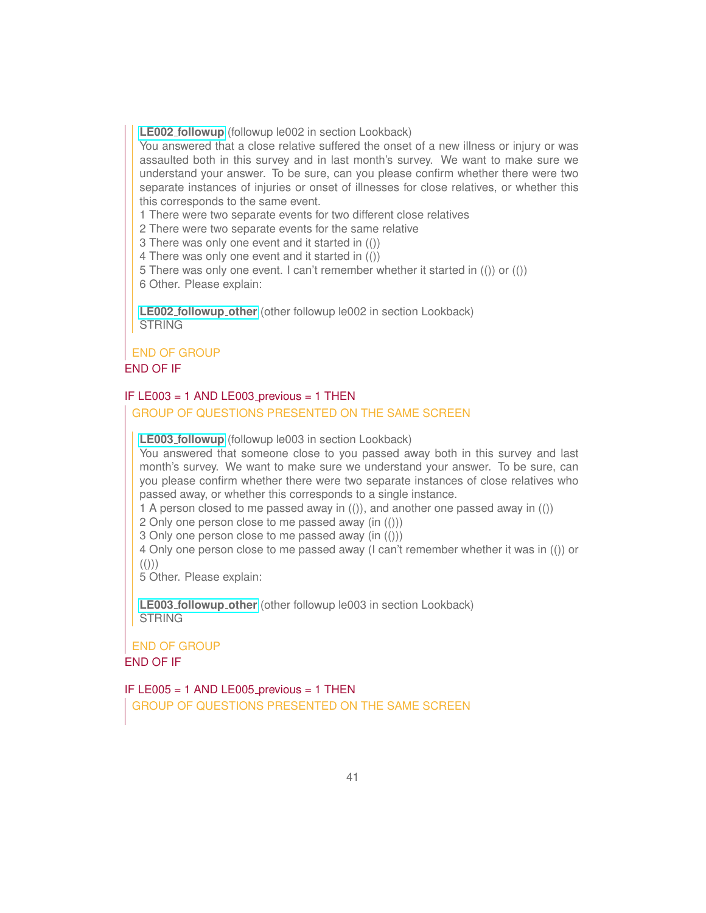**LE002_followup** (followup le002 in section Lookback)
You answered that a close relative suffered the onset of a new illness or injury or was assaulted both in this survey and in last month's survey. We want to make sure we understand your answer. To be sure, can you please confirm whether there were two separate instances of injuries or onset of illnesses for close relatives, or whether this this corresponds to the same event.
1 There were two separate events for two different close relatives
2 There were two separate events for the same relative
3 There was only one event and it started in (())
4 There was only one event and it started in (())
5 There was only one event. I can't remember whether it started in (()) or (())
6 Other. Please explain:

**LE002_followup_other** (other followup le002 in section Lookback)
STRING

END OF GROUP
END OF IF

IF LE003 = 1 AND LE003_previous = 1 THEN
GROUP OF QUESTIONS PRESENTED ON THE SAME SCREEN

**LE003_followup** (followup le003 in section Lookback)
You answered that someone close to you passed away both in this survey and last month's survey. We want to make sure we understand your answer. To be sure, can you please confirm whether there were two separate instances of close relatives who passed away, or whether this corresponds to a single instance.
1 A person closed to me passed away in (()), and another one passed away in (())
2 Only one person close to me passed away (in (()))
3 Only one person close to me passed away (in (()))
4 Only one person close to me passed away (I can't remember whether it was in (()) or (()))
5 Other. Please explain:

**LE003_followup_other** (other followup le003 in section Lookback)
STRING

END OF GROUP
END OF IF

IF LE005 = 1 AND LE005_previous = 1 THEN
GROUP OF QUESTIONS PRESENTED ON THE SAME SCREEN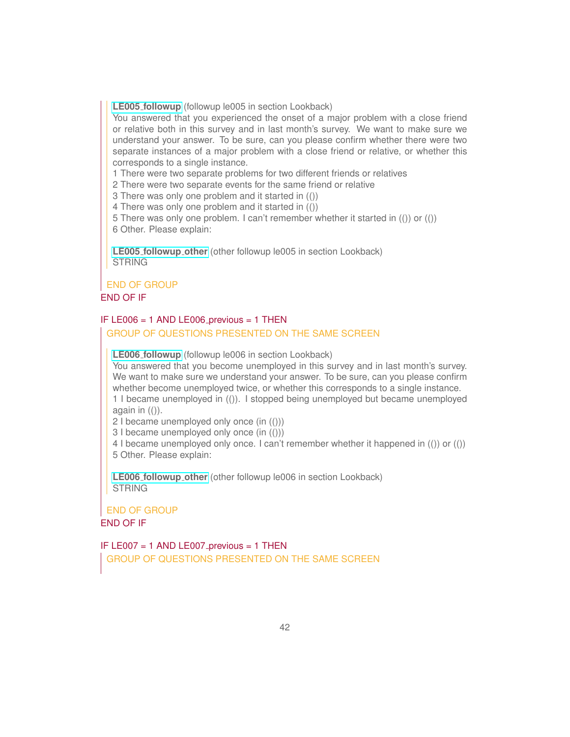**LE005_followup** (followup le005 in section Lookback)
You answered that you experienced the onset of a major problem with a close friend or relative both in this survey and in last month's survey. We want to make sure we understand your answer. To be sure, can you please confirm whether there were two separate instances of a major problem with a close friend or relative, or whether this corresponds to a single instance.
1 There were two separate problems for two different friends or relatives
2 There were two separate events for the same friend or relative
3 There was only one problem and it started in (())
4 There was only one problem and it started in (())
5 There was only one problem. I can't remember whether it started in (()) or (())
6 Other. Please explain:

**LE005_followup_other** (other followup le005 in section Lookback)
STRING

END OF GROUP
END OF IF

IF LE006 = 1 AND LE006_previous = 1 THEN
GROUP OF QUESTIONS PRESENTED ON THE SAME SCREEN

**LE006_followup** (followup le006 in section Lookback)
You answered that you become unemployed in this survey and in last month's survey. We want to make sure we understand your answer. To be sure, can you please confirm whether become unemployed twice, or whether this corresponds to a single instance.
1 I became unemployed in (()). I stopped being unemployed but became unemployed again in (()).
2 I became unemployed only once (in (()))
3 I became unemployed only once (in (()))
4 I became unemployed only once. I can't remember whether it happened in (()) or (())
5 Other. Please explain:

**LE006_followup_other** (other followup le006 in section Lookback)
STRING

END OF GROUP
END OF IF

IF LE007 = 1 AND LE007_previous = 1 THEN
GROUP OF QUESTIONS PRESENTED ON THE SAME SCREEN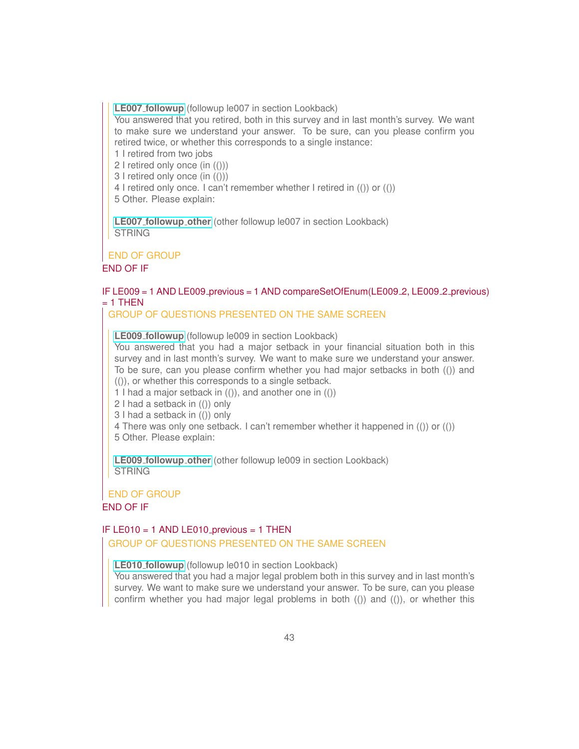**LE007_followup** (followup le007 in section Lookback)
You answered that you retired, both in this survey and in last month's survey. We want to make sure we understand your answer. To be sure, can you please confirm you retired twice, or whether this corresponds to a single instance:
1 I retired from two jobs
2 I retired only once (in (()))
3 I retired only once (in (()))
4 I retired only once. I can't remember whether I retired in (()) or (())
5 Other. Please explain:

**LE007_followup_other** (other followup le007 in section Lookback)
STRING

END OF GROUP
END OF IF

IF LE009 = 1 AND LE009_previous = 1 AND compareSetOfEnum(LE009_2, LE009_2_previous) = 1 THEN
GROUP OF QUESTIONS PRESENTED ON THE SAME SCREEN

**LE009_followup** (followup le009 in section Lookback)
You answered that you had a major setback in your financial situation both in this survey and in last month's survey. We want to make sure we understand your answer. To be sure, can you please confirm whether you had major setbacks in both (()) and (()), or whether this corresponds to a single setback.
1 I had a major setback in (()), and another one in (())
2 I had a setback in (()) only
3 I had a setback in (()) only
4 There was only one setback. I can't remember whether it happened in (()) or (())
5 Other. Please explain:

**LE009_followup_other** (other followup le009 in section Lookback)
STRING

END OF GROUP
END OF IF

IF LE010 = 1 AND LE010_previous = 1 THEN
GROUP OF QUESTIONS PRESENTED ON THE SAME SCREEN

**LE010_followup** (followup le010 in section Lookback)
You answered that you had a major legal problem both in this survey and in last month's survey. We want to make sure we understand your answer. To be sure, can you please confirm whether you had major legal problems in both (()) and (()), or whether this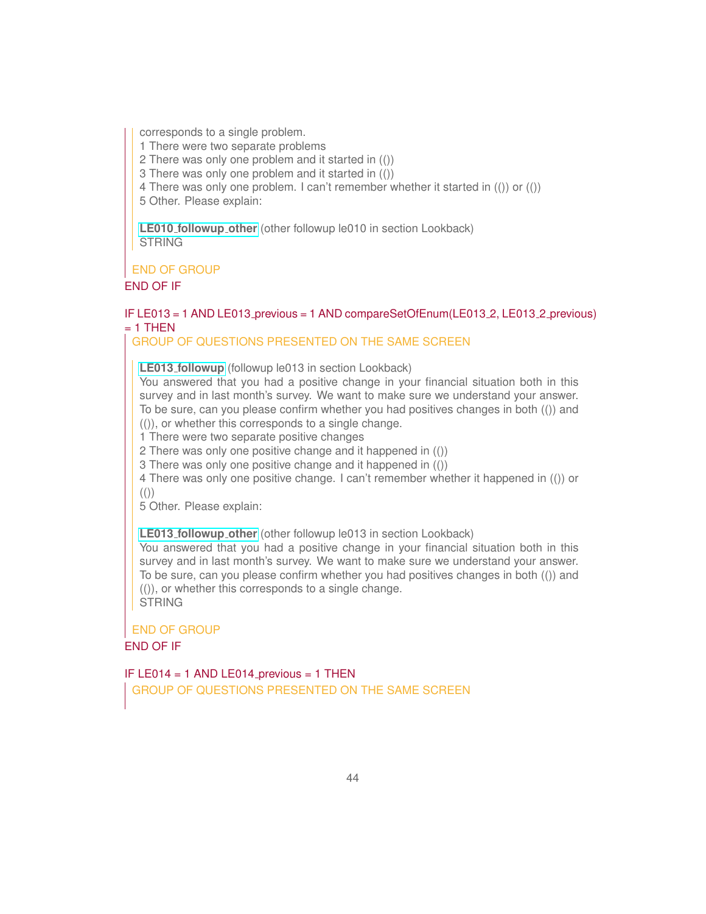corresponds to a single problem.
1 There were two separate problems
2 There was only one problem and it started in (())
3 There was only one problem and it started in (())
4 There was only one problem. I can't remember whether it started in (()) or (())
5 Other. Please explain:

**LE010_followup_other** (other followup le010 in section Lookback)
STRING

END OF GROUP
END OF IF

IF LE013 = 1 AND LE013_previous = 1 AND compareSetOfEnum(LE013_2, LE013_2_previous) = 1 THEN
GROUP OF QUESTIONS PRESENTED ON THE SAME SCREEN

**LE013_followup** (followup le013 in section Lookback)
You answered that you had a positive change in your financial situation both in this survey and in last month's survey. We want to make sure we understand your answer. To be sure, can you please confirm whether you had positives changes in both (()) and (()), or whether this corresponds to a single change.
1 There were two separate positive changes
2 There was only one positive change and it happened in (())
3 There was only one positive change and it happened in (())
4 There was only one positive change. I can't remember whether it happened in (()) or (())
5 Other. Please explain:

**LE013_followup_other** (other followup le013 in section Lookback)
You answered that you had a positive change in your financial situation both in this survey and in last month's survey. We want to make sure we understand your answer. To be sure, can you please confirm whether you had positives changes in both (()) and (()), or whether this corresponds to a single change.
STRING

END OF GROUP
END OF IF

IF LE014 = 1 AND LE014_previous = 1 THEN
GROUP OF QUESTIONS PRESENTED ON THE SAME SCREEN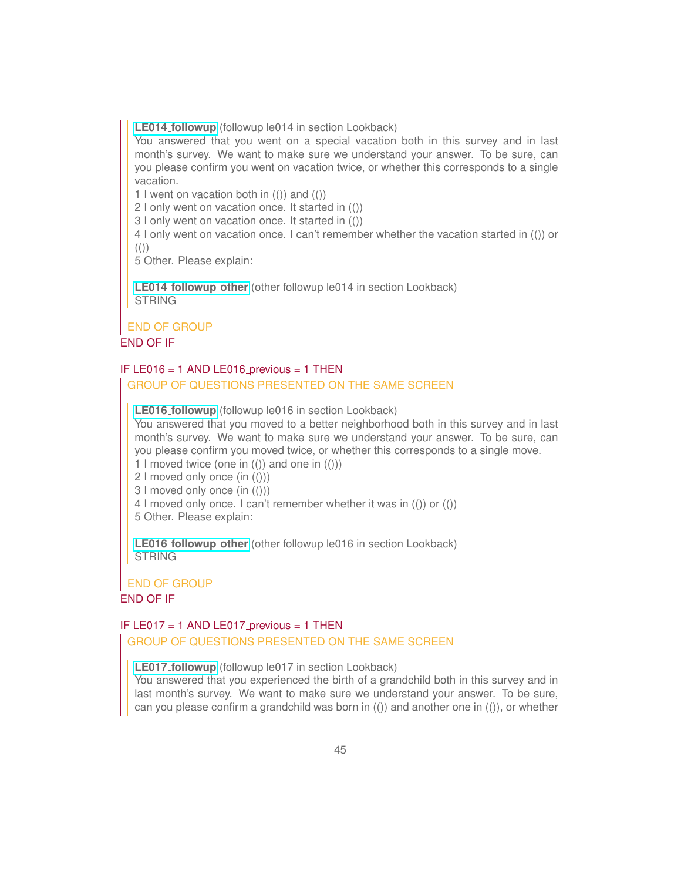**LE014_followup** (followup le014 in section Lookback)
You answered that you went on a special vacation both in this survey and in last month's survey. We want to make sure we understand your answer. To be sure, can you please confirm you went on vacation twice, or whether this corresponds to a single vacation.
1 I went on vacation both in (()) and (())
2 I only went on vacation once. It started in (())
3 I only went on vacation once. It started in (())
4 I only went on vacation once. I can't remember whether the vacation started in (()) or (())
5 Other. Please explain:

**LE014_followup_other** (other followup le014 in section Lookback)
STRING

END OF GROUP
END OF IF

IF LE016 = 1 AND LE016_previous = 1 THEN
GROUP OF QUESTIONS PRESENTED ON THE SAME SCREEN

**LE016_followup** (followup le016 in section Lookback)
You answered that you moved to a better neighborhood both in this survey and in last month's survey. We want to make sure we understand your answer. To be sure, can you please confirm you moved twice, or whether this corresponds to a single move.
1 I moved twice (one in (()) and one in (()))
2 I moved only once (in (()))
3 I moved only once (in (()))
4 I moved only once. I can't remember whether it was in (()) or (())
5 Other. Please explain:

**LE016_followup_other** (other followup le016 in section Lookback)
STRING

END OF GROUP
END OF IF

IF LE017 = 1 AND LE017_previous = 1 THEN
GROUP OF QUESTIONS PRESENTED ON THE SAME SCREEN

**LE017_followup** (followup le017 in section Lookback)
You answered that you experienced the birth of a grandchild both in this survey and in last month's survey. We want to make sure we understand your answer. To be sure, can you please confirm a grandchild was born in (()) and another one in (()), or whether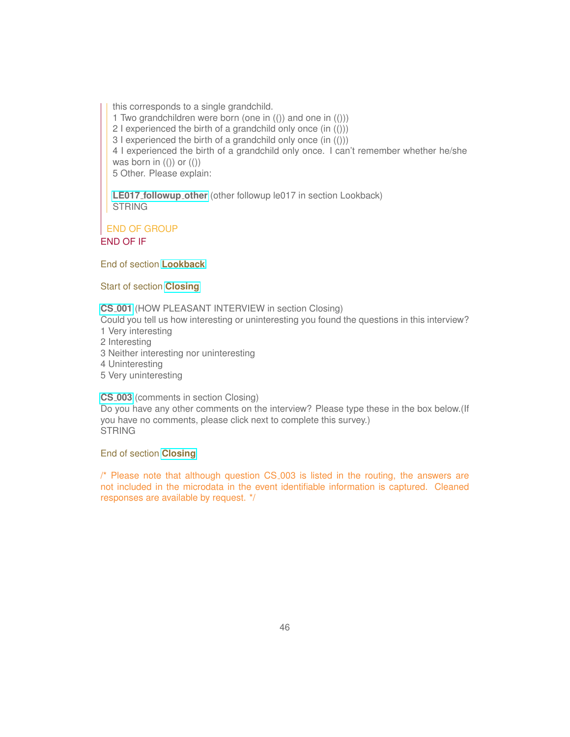this corresponds to a single grandchild.
1 Two grandchildren were born (one in (()) and one in (()))
2 I experienced the birth of a grandchild only once (in (()))
3 I experienced the birth of a grandchild only once (in (()))
4 I experienced the birth of a grandchild only once. I can't remember whether he/she was born in (()) or (())
5 Other. Please explain:

**LE017_followup_other** (other followup le017 in section Lookback)
STRING

END OF GROUP
END OF IF

End of section **Lookback**

Start of section **Closing**

**CS_001** (HOW PLEASANT INTERVIEW in section Closing)
Could you tell us how interesting or uninteresting you found the questions in this interview?
1 Very interesting
2 Interesting
3 Neither interesting nor uninteresting
4 Uninteresting
5 Very uninteresting

**CS_003** (comments in section Closing)
Do you have any other comments on the interview? Please type these in the box below.(If you have no comments, please click next to complete this survey.)
STRING

End of section **Closing**

/* Please note that although question CS_003 is listed in the routing, the answers are not included in the microdata in the event identifiable information is captured. Cleaned responses are available by request. */